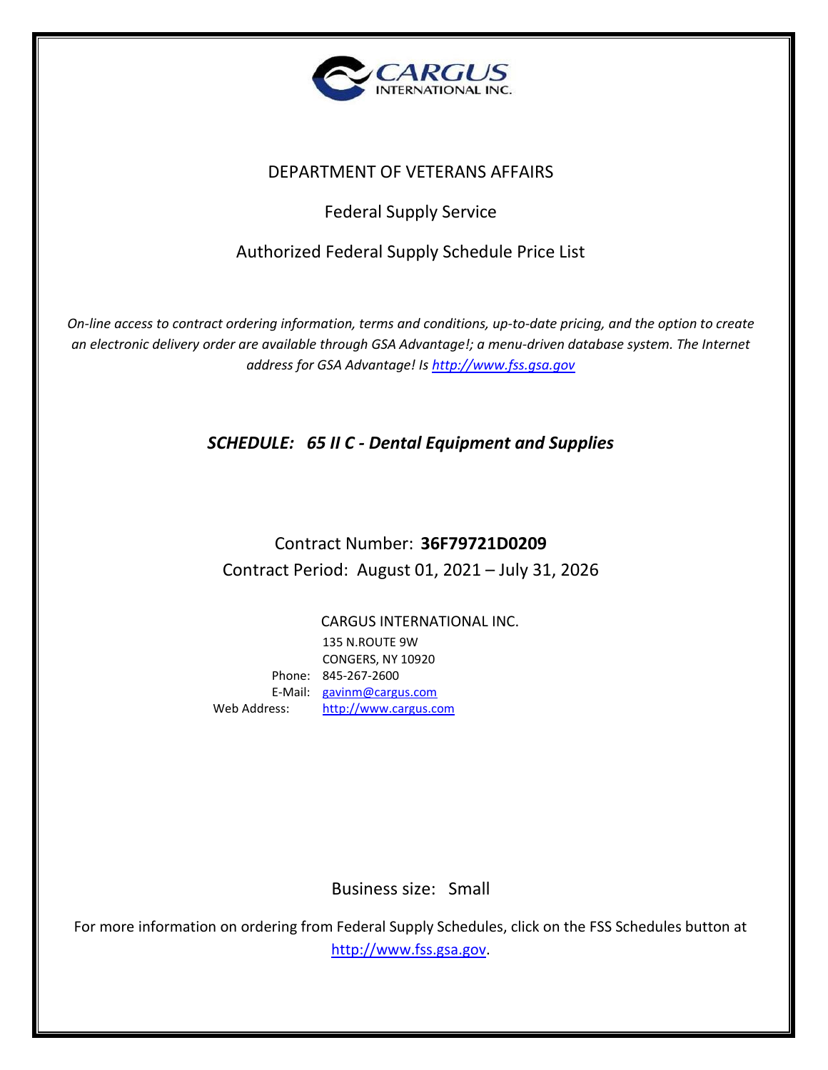CARGUS INTERNATIONAL INC.

# DEPARTMENT OF VETERANS AFFAIRS

## Federal Supply Service

## Authorized Federal Supply Schedule Price List

*On-line access to contract ordering information, terms and conditions, up-to-date pricing, and the option to create an electronic delivery order are available through GSA Advantage!; a menu-driven database system. The Internet address for GSA Advantage! Is http://www.fss.gsa.gov*

### *SCHEDULE: 65 II C - Dental Equipment and Supplies*

Contract Number: **36F79721D0209**

Contract Period: August 01, 2021 – July 31, 2026

CARGUS INTERNATIONAL INC.
135 N.ROUTE 9W
CONGERS, NY 10920
Phone: 845-267-2600
E-Mail: gavinm@cargus.com
Web Address: http://www.cargus.com

Business size: Small

For more information on ordering from Federal Supply Schedules, click on the FSS Schedules button at http://www.fss.gsa.gov.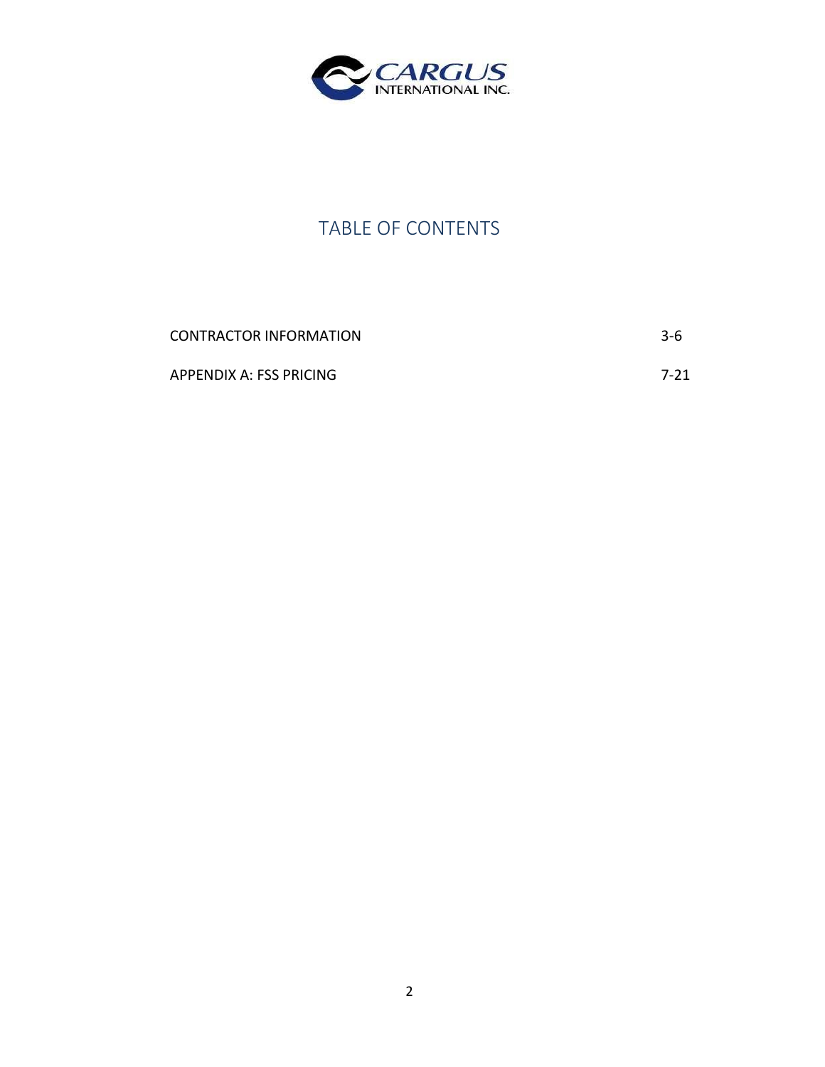CARGUS INTERNATIONAL INC.

# TABLE OF CONTENTS

| | |
|---|---|
| CONTRACTOR INFORMATION | 3-6 |
| APPENDIX A: FSS PRICING | 7-21 |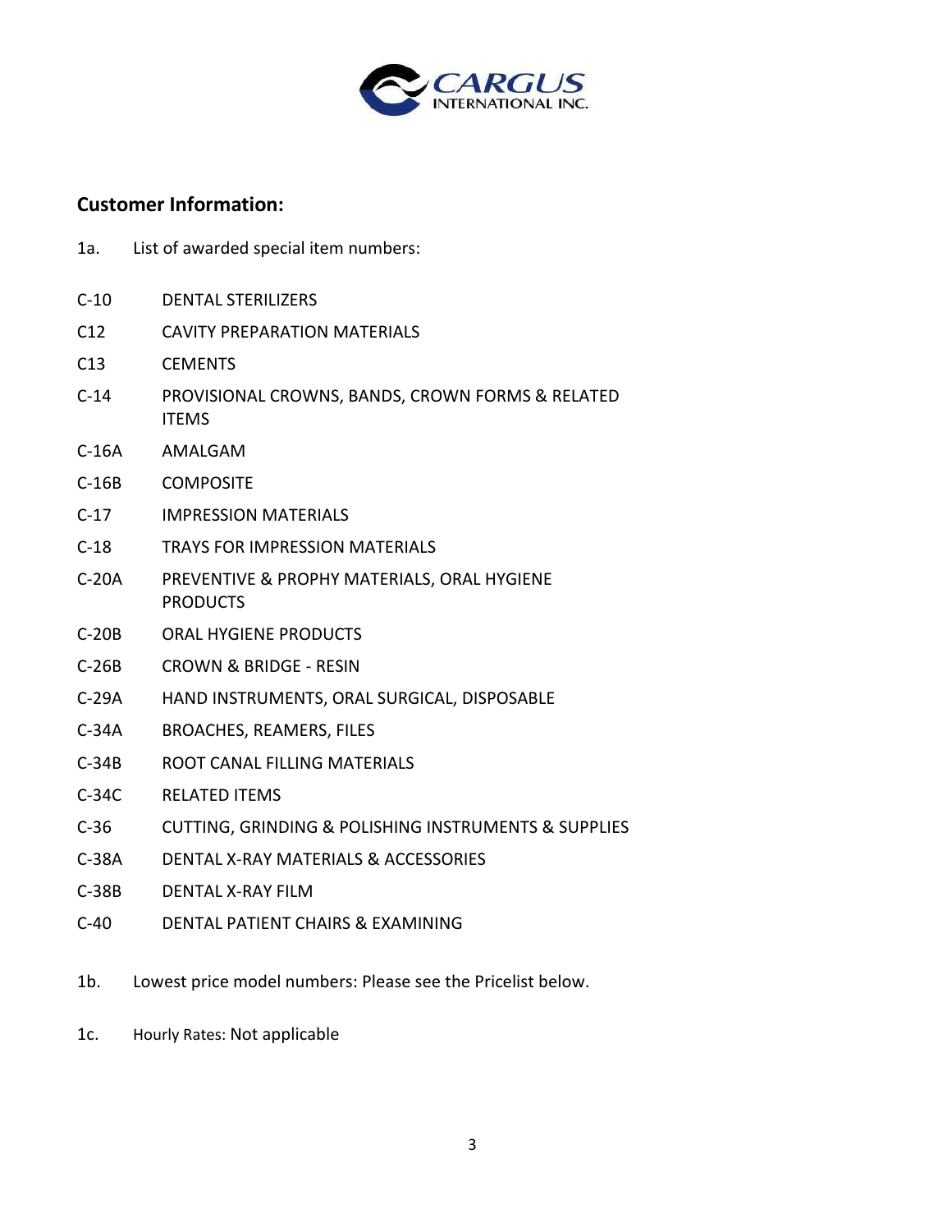## Customer Information:

1a. List of awarded special item numbers:

| | |
|---|---|
| C-10 | DENTAL STERILIZERS |
| C12 | CAVITY PREPARATION MATERIALS |
| C13 | CEMENTS |
| C-14 | PROVISIONAL CROWNS, BANDS, CROWN FORMS & RELATED ITEMS |
| C-16A | AMALGAM |
| C-16B | COMPOSITE |
| C-17 | IMPRESSION MATERIALS |
| C-18 | TRAYS FOR IMPRESSION MATERIALS |
| C-20A | PREVENTIVE & PROPHY MATERIALS, ORAL HYGIENE PRODUCTS |
| C-20B | ORAL HYGIENE PRODUCTS |
| C-26B | CROWN & BRIDGE - RESIN |
| C-29A | HAND INSTRUMENTS, ORAL SURGICAL, DISPOSABLE |
| C-34A | BROACHES, REAMERS, FILES |
| C-34B | ROOT CANAL FILLING MATERIALS |
| C-34C | RELATED ITEMS |
| C-36 | CUTTING, GRINDING & POLISHING INSTRUMENTS & SUPPLIES |
| C-38A | DENTAL X-RAY MATERIALS & ACCESSORIES |
| C-38B | DENTAL X-RAY FILM |
| C-40 | DENTAL PATIENT CHAIRS & EXAMINING |

1b. Lowest price model numbers: Please see the Pricelist below.

1c. Hourly Rates: Not applicable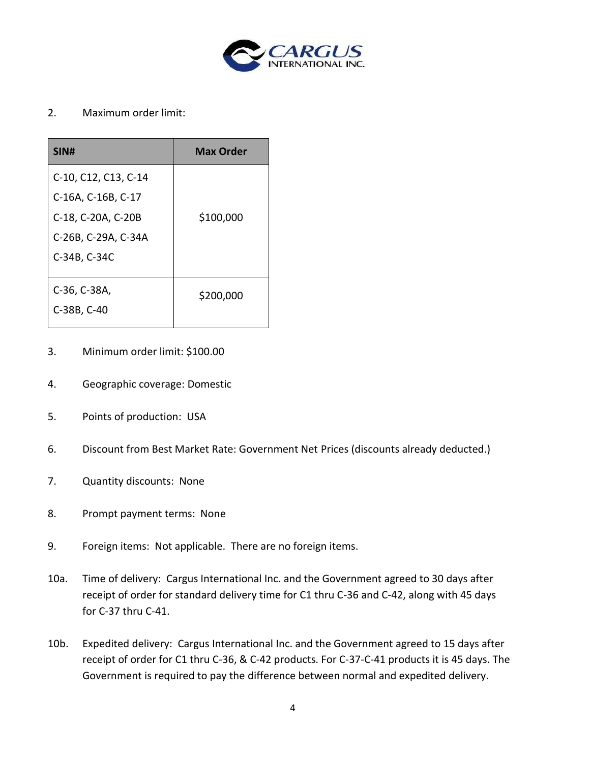2. Maximum order limit:

| SIN# | Max Order |
|---|---|
| C-10, C12, C13, C-14<br>C-16A, C-16B, C-17<br>C-18, C-20A, C-20B<br>C-26B, C-29A, C-34A<br>C-34B, C-34C | \$100,000 |
| C-36, C-38A,<br>C-38B, C-40 | \$200,000 |

3. Minimum order limit: \$100.00

4. Geographic coverage: Domestic

5. Points of production: USA

6. Discount from Best Market Rate: Government Net Prices (discounts already deducted.)

7. Quantity discounts: None

8. Prompt payment terms: None

9. Foreign items: Not applicable. There are no foreign items.

10a. Time of delivery: Cargus International Inc. and the Government agreed to 30 days after receipt of order for standard delivery time for C1 thru C-36 and C-42, along with 45 days for C-37 thru C-41.

10b. Expedited delivery: Cargus International Inc. and the Government agreed to 15 days after receipt of order for C1 thru C-36, & C-42 products. For C-37-C-41 products it is 45 days. The Government is required to pay the difference between normal and expedited delivery.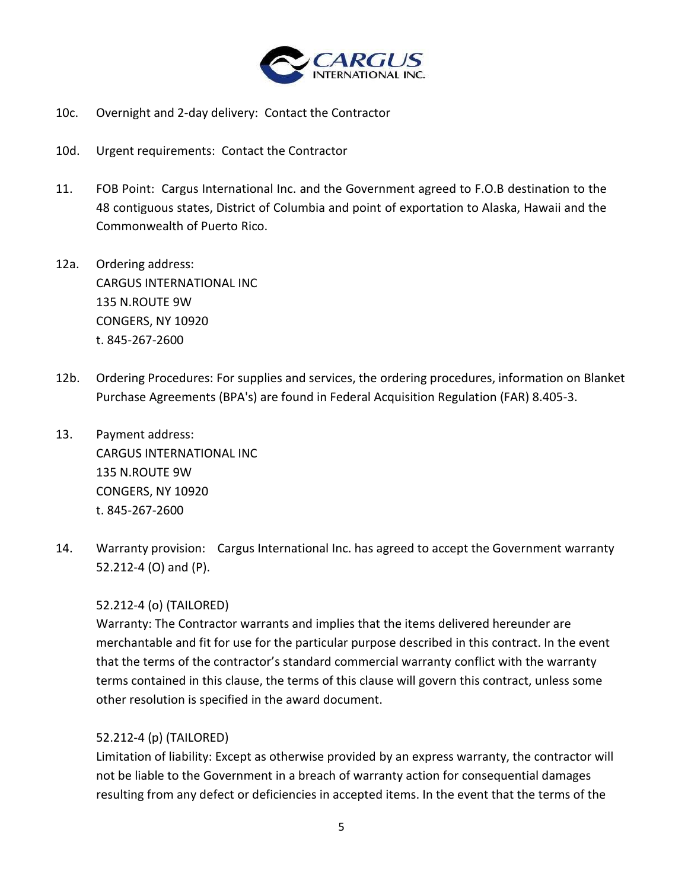10c. Overnight and 2-day delivery: Contact the Contractor

10d. Urgent requirements: Contact the Contractor

11. FOB Point: Cargus International Inc. and the Government agreed to F.O.B destination to the 48 contiguous states, District of Columbia and point of exportation to Alaska, Hawaii and the Commonwealth of Puerto Rico.

12a. Ordering address:
CARGUS INTERNATIONAL INC
135 N.ROUTE 9W
CONGERS, NY 10920
t. 845-267-2600

12b. Ordering Procedures: For supplies and services, the ordering procedures, information on Blanket Purchase Agreements (BPA's) are found in Federal Acquisition Regulation (FAR) 8.405-3.

13. Payment address:
CARGUS INTERNATIONAL INC
135 N.ROUTE 9W
CONGERS, NY 10920
t. 845-267-2600

14. Warranty provision: Cargus International Inc. has agreed to accept the Government warranty 52.212-4 (O) and (P).

52.212-4 (o) (TAILORED)
Warranty: The Contractor warrants and implies that the items delivered hereunder are merchantable and fit for use for the particular purpose described in this contract. In the event that the terms of the contractor's standard commercial warranty conflict with the warranty terms contained in this clause, the terms of this clause will govern this contract, unless some other resolution is specified in the award document.

52.212-4 (p) (TAILORED)
Limitation of liability: Except as otherwise provided by an express warranty, the contractor will not be liable to the Government in a breach of warranty action for consequential damages resulting from any defect or deficiencies in accepted items. In the event that the terms of the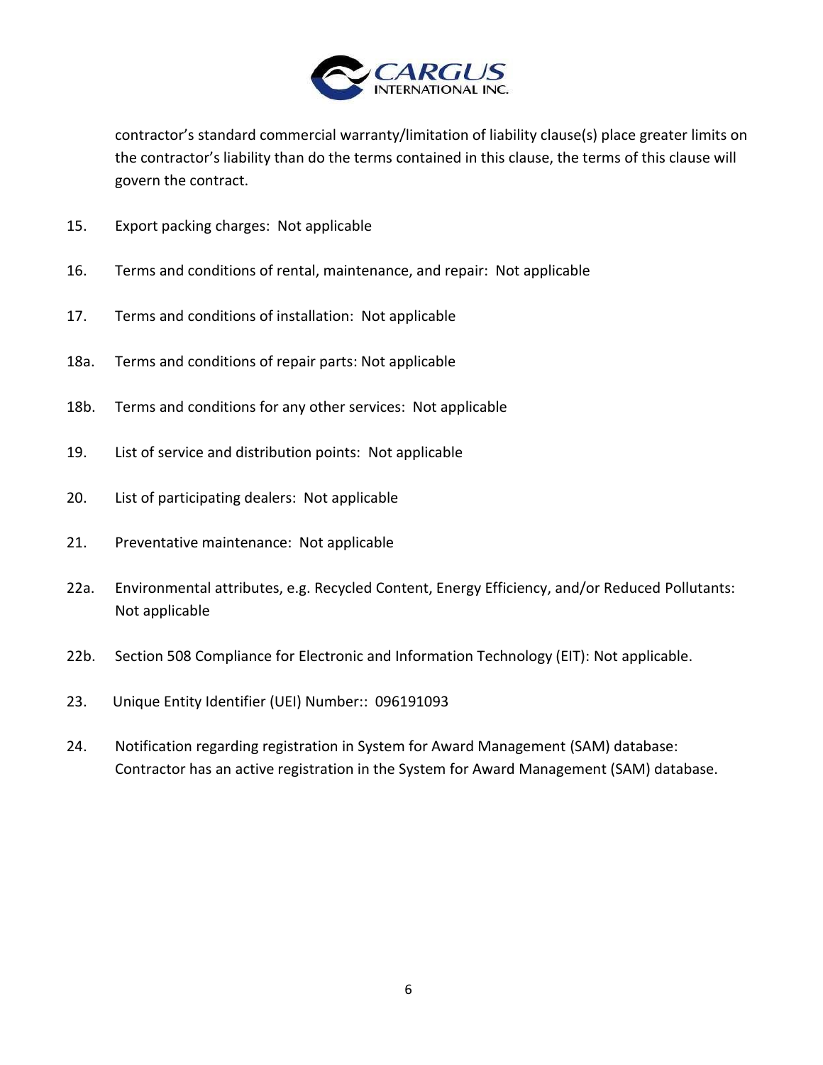contractor's standard commercial warranty/limitation of liability clause(s) place greater limits on the contractor's liability than do the terms contained in this clause, the terms of this clause will govern the contract.

15. Export packing charges: Not applicable

16. Terms and conditions of rental, maintenance, and repair: Not applicable

17. Terms and conditions of installation: Not applicable

18a. Terms and conditions of repair parts: Not applicable

18b. Terms and conditions for any other services: Not applicable

19. List of service and distribution points: Not applicable

20. List of participating dealers: Not applicable

21. Preventative maintenance: Not applicable

22a. Environmental attributes, e.g. Recycled Content, Energy Efficiency, and/or Reduced Pollutants: Not applicable

22b. Section 508 Compliance for Electronic and Information Technology (EIT): Not applicable.

23. Unique Entity Identifier (UEI) Number:: 096191093

24. Notification regarding registration in System for Award Management (SAM) database: Contractor has an active registration in the System for Award Management (SAM) database.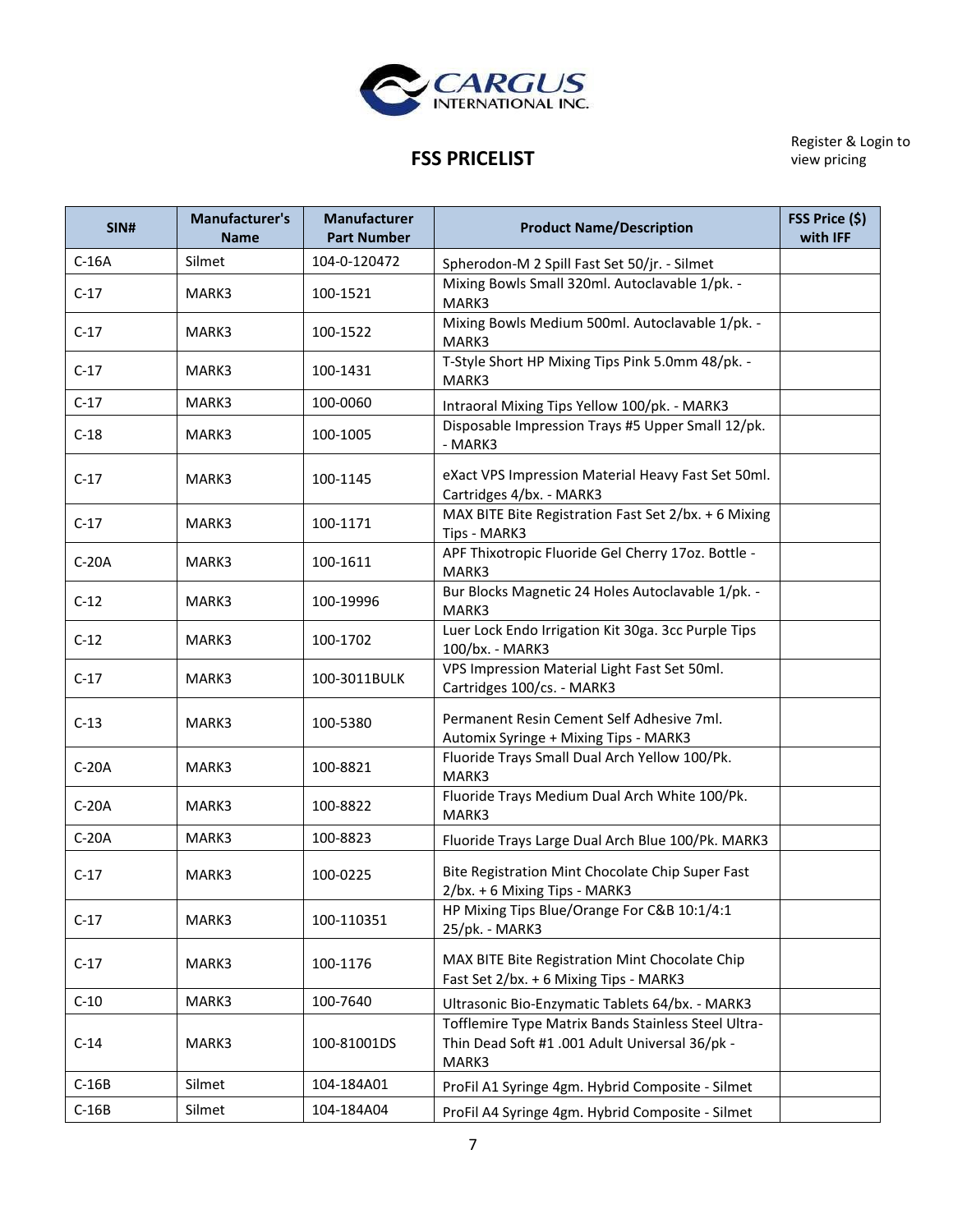CARGUS INTERNATIONAL INC.

## FSS PRICELIST

Register & Login to view pricing

| SIN# | Manufacturer's Name | Manufacturer Part Number | Product Name/Description | FSS Price ($) with IFF |
|---|---|---|---|---|
| C-16A | Silmet | 104-0-120472 | Spherodon-M 2 Spill Fast Set 50/jr. - Silmet | |
| C-17 | MARK3 | 100-1521 | Mixing Bowls Small 320ml. Autoclavable 1/pk. - MARK3 | |
| C-17 | MARK3 | 100-1522 | Mixing Bowls Medium 500ml. Autoclavable 1/pk. - MARK3 | |
| C-17 | MARK3 | 100-1431 | T-Style Short HP Mixing Tips Pink 5.0mm 48/pk. - MARK3 | |
| C-17 | MARK3 | 100-0060 | Intraoral Mixing Tips Yellow 100/pk. - MARK3 | |
| C-18 | MARK3 | 100-1005 | Disposable Impression Trays #5 Upper Small 12/pk. - MARK3 | |
| C-17 | MARK3 | 100-1145 | eXact VPS Impression Material Heavy Fast Set 50ml. Cartridges 4/bx. - MARK3 | |
| C-17 | MARK3 | 100-1171 | MAX BITE Bite Registration Fast Set 2/bx. + 6 Mixing Tips - MARK3 | |
| C-20A | MARK3 | 100-1611 | APF Thixotropic Fluoride Gel Cherry 17oz. Bottle - MARK3 | |
| C-12 | MARK3 | 100-19996 | Bur Blocks Magnetic 24 Holes Autoclavable 1/pk. - MARK3 | |
| C-12 | MARK3 | 100-1702 | Luer Lock Endo Irrigation Kit 30ga. 3cc Purple Tips 100/bx. - MARK3 | |
| C-17 | MARK3 | 100-3011BULK | VPS Impression Material Light Fast Set 50ml. Cartridges 100/cs. - MARK3 | |
| C-13 | MARK3 | 100-5380 | Permanent Resin Cement Self Adhesive 7ml. Automix Syringe + Mixing Tips - MARK3 | |
| C-20A | MARK3 | 100-8821 | Fluoride Trays Small Dual Arch Yellow 100/Pk. MARK3 | |
| C-20A | MARK3 | 100-8822 | Fluoride Trays Medium Dual Arch White 100/Pk. MARK3 | |
| C-20A | MARK3 | 100-8823 | Fluoride Trays Large Dual Arch Blue 100/Pk. MARK3 | |
| C-17 | MARK3 | 100-0225 | Bite Registration Mint Chocolate Chip Super Fast 2/bx. + 6 Mixing Tips - MARK3 | |
| C-17 | MARK3 | 100-110351 | HP Mixing Tips Blue/Orange For C&B 10:1/4:1 25/pk. - MARK3 | |
| C-17 | MARK3 | 100-1176 | MAX BITE Bite Registration Mint Chocolate Chip Fast Set 2/bx. + 6 Mixing Tips - MARK3 | |
| C-10 | MARK3 | 100-7640 | Ultrasonic Bio-Enzymatic Tablets 64/bx. - MARK3 | |
| C-14 | MARK3 | 100-81001DS | Tofflemire Type Matrix Bands Stainless Steel Ultra-Thin Dead Soft #1 .001 Adult Universal 36/pk - MARK3 | |
| C-16B | Silmet | 104-184A01 | ProFil A1 Syringe 4gm. Hybrid Composite - Silmet | |
| C-16B | Silmet | 104-184A04 | ProFil A4 Syringe 4gm. Hybrid Composite - Silmet | |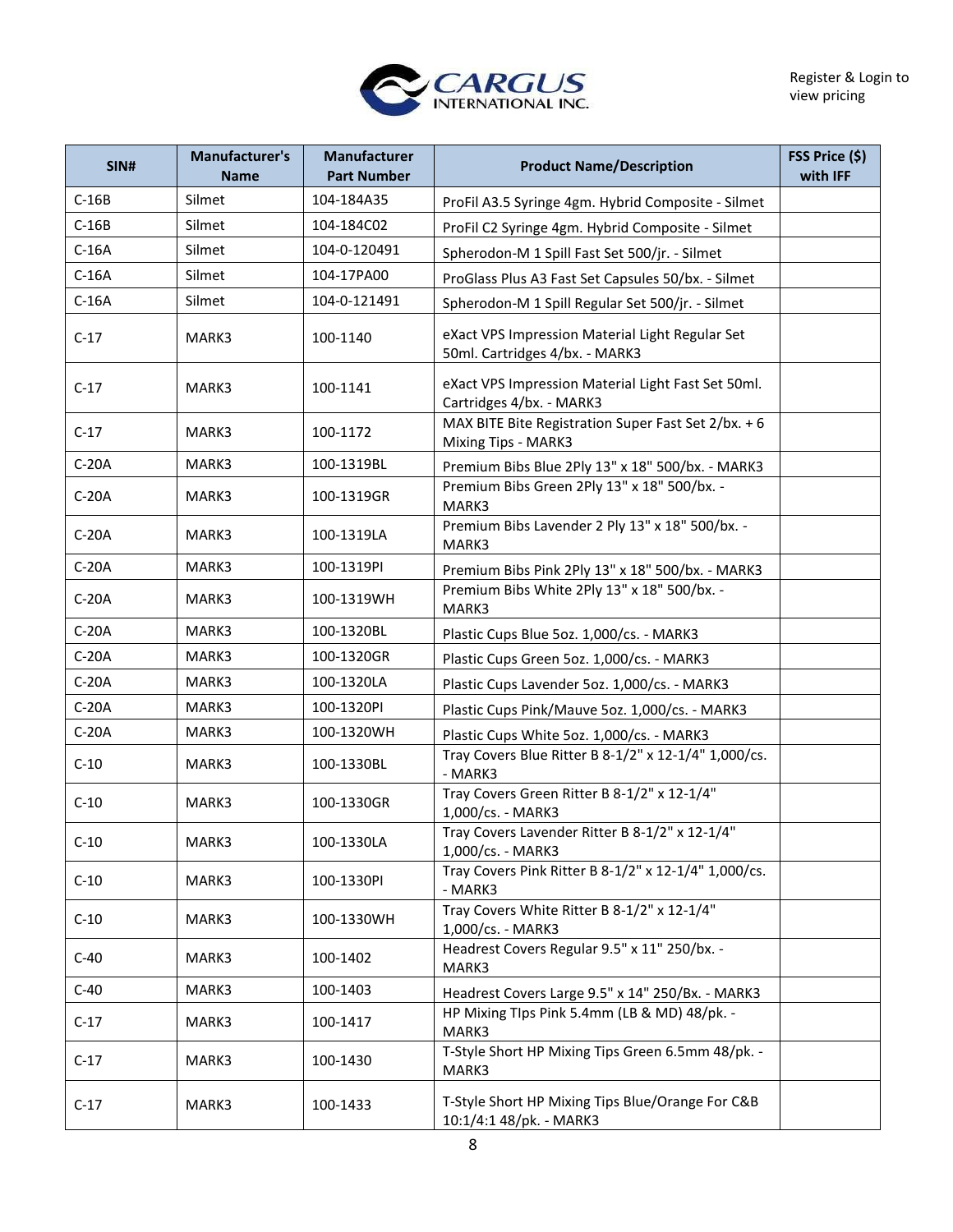Register & Login to view pricing

| SIN# | Manufacturer's Name | Manufacturer Part Number | Product Name/Description | FSS Price ($) with IFF |
|---|---|---|---|---|
| C-16B | Silmet | 104-184A35 | ProFil A3.5 Syringe 4gm. Hybrid Composite - Silmet | |
| C-16B | Silmet | 104-184C02 | ProFil C2 Syringe 4gm. Hybrid Composite - Silmet | |
| C-16A | Silmet | 104-0-120491 | Spherodon-M 1 Spill Fast Set 500/jr. - Silmet | |
| C-16A | Silmet | 104-17PA00 | ProGlass Plus A3 Fast Set Capsules 50/bx. - Silmet | |
| C-16A | Silmet | 104-0-121491 | Spherodon-M 1 Spill Regular Set 500/jr. - Silmet | |
| C-17 | MARK3 | 100-1140 | eXact VPS Impression Material Light Regular Set 50ml. Cartridges 4/bx. - MARK3 | |
| C-17 | MARK3 | 100-1141 | eXact VPS Impression Material Light Fast Set 50ml. Cartridges 4/bx. - MARK3 | |
| C-17 | MARK3 | 100-1172 | MAX BITE Bite Registration Super Fast Set 2/bx. + 6 Mixing Tips - MARK3 | |
| C-20A | MARK3 | 100-1319BL | Premium Bibs Blue 2Ply 13" x 18" 500/bx. - MARK3 | |
| C-20A | MARK3 | 100-1319GR | Premium Bibs Green 2Ply 13" x 18" 500/bx. - MARK3 | |
| C-20A | MARK3 | 100-1319LA | Premium Bibs Lavender 2 Ply 13" x 18" 500/bx. - MARK3 | |
| C-20A | MARK3 | 100-1319PI | Premium Bibs Pink 2Ply 13" x 18" 500/bx. - MARK3 | |
| C-20A | MARK3 | 100-1319WH | Premium Bibs White 2Ply 13" x 18" 500/bx. - MARK3 | |
| C-20A | MARK3 | 100-1320BL | Plastic Cups Blue 5oz. 1,000/cs. - MARK3 | |
| C-20A | MARK3 | 100-1320GR | Plastic Cups Green 5oz. 1,000/cs. - MARK3 | |
| C-20A | MARK3 | 100-1320LA | Plastic Cups Lavender 5oz. 1,000/cs. - MARK3 | |
| C-20A | MARK3 | 100-1320PI | Plastic Cups Pink/Mauve 5oz. 1,000/cs. - MARK3 | |
| C-20A | MARK3 | 100-1320WH | Plastic Cups White 5oz. 1,000/cs. - MARK3 | |
| C-10 | MARK3 | 100-1330BL | Tray Covers Blue Ritter B 8-1/2" x 12-1/4" 1,000/cs. - MARK3 | |
| C-10 | MARK3 | 100-1330GR | Tray Covers Green Ritter B 8-1/2" x 12-1/4" 1,000/cs. - MARK3 | |
| C-10 | MARK3 | 100-1330LA | Tray Covers Lavender Ritter B 8-1/2" x 12-1/4" 1,000/cs. - MARK3 | |
| C-10 | MARK3 | 100-1330PI | Tray Covers Pink Ritter B 8-1/2" x 12-1/4" 1,000/cs. - MARK3 | |
| C-10 | MARK3 | 100-1330WH | Tray Covers White Ritter B 8-1/2" x 12-1/4" 1,000/cs. - MARK3 | |
| C-40 | MARK3 | 100-1402 | Headrest Covers Regular 9.5" x 11" 250/bx. - MARK3 | |
| C-40 | MARK3 | 100-1403 | Headrest Covers Large 9.5" x 14" 250/Bx. - MARK3 | |
| C-17 | MARK3 | 100-1417 | HP Mixing TIps Pink 5.4mm (LB & MD) 48/pk. - MARK3 | |
| C-17 | MARK3 | 100-1430 | T-Style Short HP Mixing Tips Green 6.5mm 48/pk. - MARK3 | |
| C-17 | MARK3 | 100-1433 | T-Style Short HP Mixing Tips Blue/Orange For C&B 10:1/4:1 48/pk. - MARK3 | |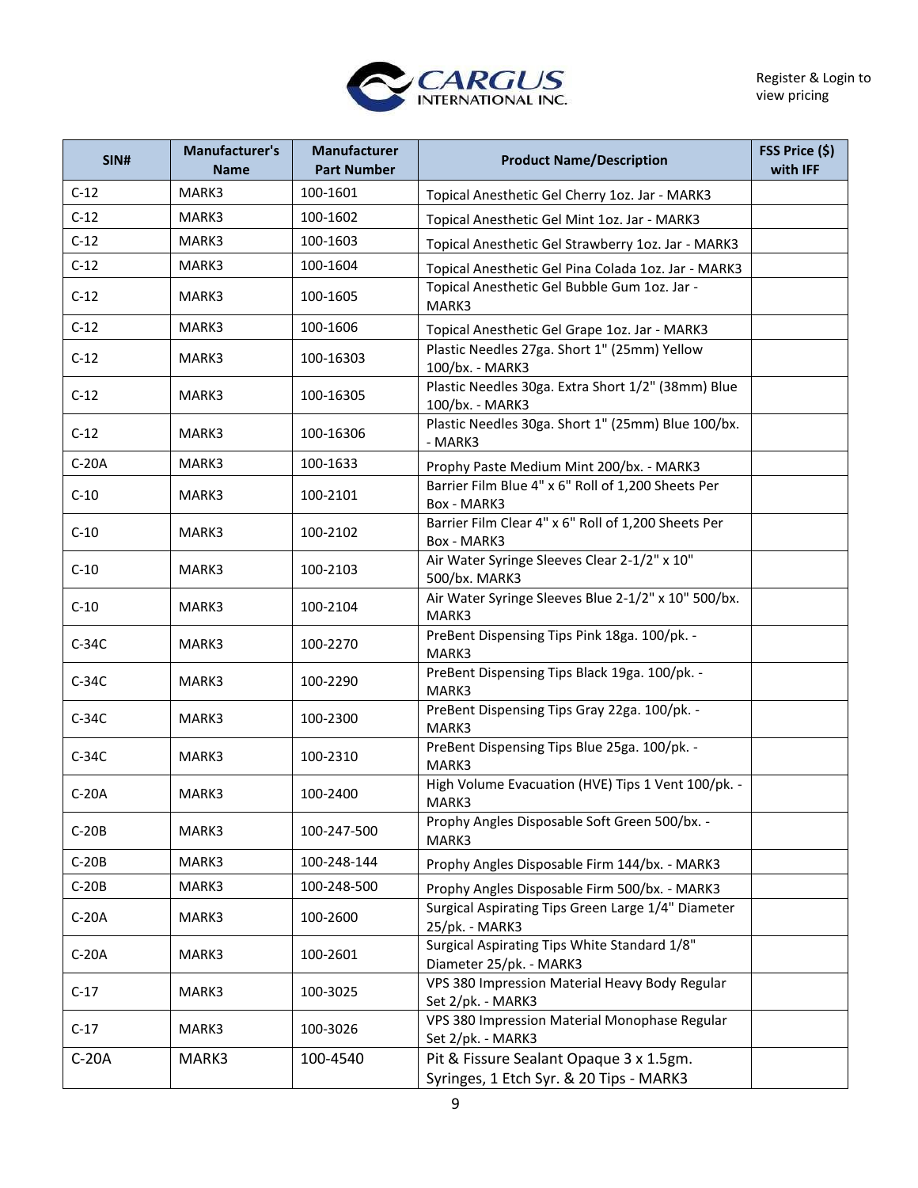Register & Login to view pricing

| SIN# | Manufacturer's Name | Manufacturer Part Number | Product Name/Description | FSS Price ($) with IFF |
|---|---|---|---|---|
| C-12 | MARK3 | 100-1601 | Topical Anesthetic Gel Cherry 1oz. Jar - MARK3 | |
| C-12 | MARK3 | 100-1602 | Topical Anesthetic Gel Mint 1oz. Jar - MARK3 | |
| C-12 | MARK3 | 100-1603 | Topical Anesthetic Gel Strawberry 1oz. Jar - MARK3 | |
| C-12 | MARK3 | 100-1604 | Topical Anesthetic Gel Pina Colada 1oz. Jar - MARK3 | |
| C-12 | MARK3 | 100-1605 | Topical Anesthetic Gel Bubble Gum 1oz. Jar - MARK3 | |
| C-12 | MARK3 | 100-1606 | Topical Anesthetic Gel Grape 1oz. Jar - MARK3 | |
| C-12 | MARK3 | 100-16303 | Plastic Needles 27ga. Short 1" (25mm) Yellow 100/bx. - MARK3 | |
| C-12 | MARK3 | 100-16305 | Plastic Needles 30ga. Extra Short 1/2" (38mm) Blue 100/bx. - MARK3 | |
| C-12 | MARK3 | 100-16306 | Plastic Needles 30ga. Short 1" (25mm) Blue 100/bx. - MARK3 | |
| C-20A | MARK3 | 100-1633 | Prophy Paste Medium Mint 200/bx. - MARK3 | |
| C-10 | MARK3 | 100-2101 | Barrier Film Blue 4" x 6" Roll of 1,200 Sheets Per Box - MARK3 | |
| C-10 | MARK3 | 100-2102 | Barrier Film Clear 4" x 6" Roll of 1,200 Sheets Per Box - MARK3 | |
| C-10 | MARK3 | 100-2103 | Air Water Syringe Sleeves Clear 2-1/2" x 10" 500/bx. MARK3 | |
| C-10 | MARK3 | 100-2104 | Air Water Syringe Sleeves Blue 2-1/2" x 10" 500/bx. MARK3 | |
| C-34C | MARK3 | 100-2270 | PreBent Dispensing Tips Pink 18ga. 100/pk. - MARK3 | |
| C-34C | MARK3 | 100-2290 | PreBent Dispensing Tips Black 19ga. 100/pk. - MARK3 | |
| C-34C | MARK3 | 100-2300 | PreBent Dispensing Tips Gray 22ga. 100/pk. - MARK3 | |
| C-34C | MARK3 | 100-2310 | PreBent Dispensing Tips Blue 25ga. 100/pk. - MARK3 | |
| C-20A | MARK3 | 100-2400 | High Volume Evacuation (HVE) Tips 1 Vent 100/pk. - MARK3 | |
| C-20B | MARK3 | 100-247-500 | Prophy Angles Disposable Soft Green 500/bx. - MARK3 | |
| C-20B | MARK3 | 100-248-144 | Prophy Angles Disposable Firm 144/bx. - MARK3 | |
| C-20B | MARK3 | 100-248-500 | Prophy Angles Disposable Firm 500/bx. - MARK3 | |
| C-20A | MARK3 | 100-2600 | Surgical Aspirating Tips Green Large 1/4" Diameter 25/pk. - MARK3 | |
| C-20A | MARK3 | 100-2601 | Surgical Aspirating Tips White Standard 1/8" Diameter 25/pk. - MARK3 | |
| C-17 | MARK3 | 100-3025 | VPS 380 Impression Material Heavy Body Regular Set 2/pk. - MARK3 | |
| C-17 | MARK3 | 100-3026 | VPS 380 Impression Material Monophase Regular Set 2/pk. - MARK3 | |
| C-20A | MARK3 | 100-4540 | Pit & Fissure Sealant Opaque 3 x 1.5gm. Syringes, 1 Etch Syr. & 20 Tips - MARK3 | |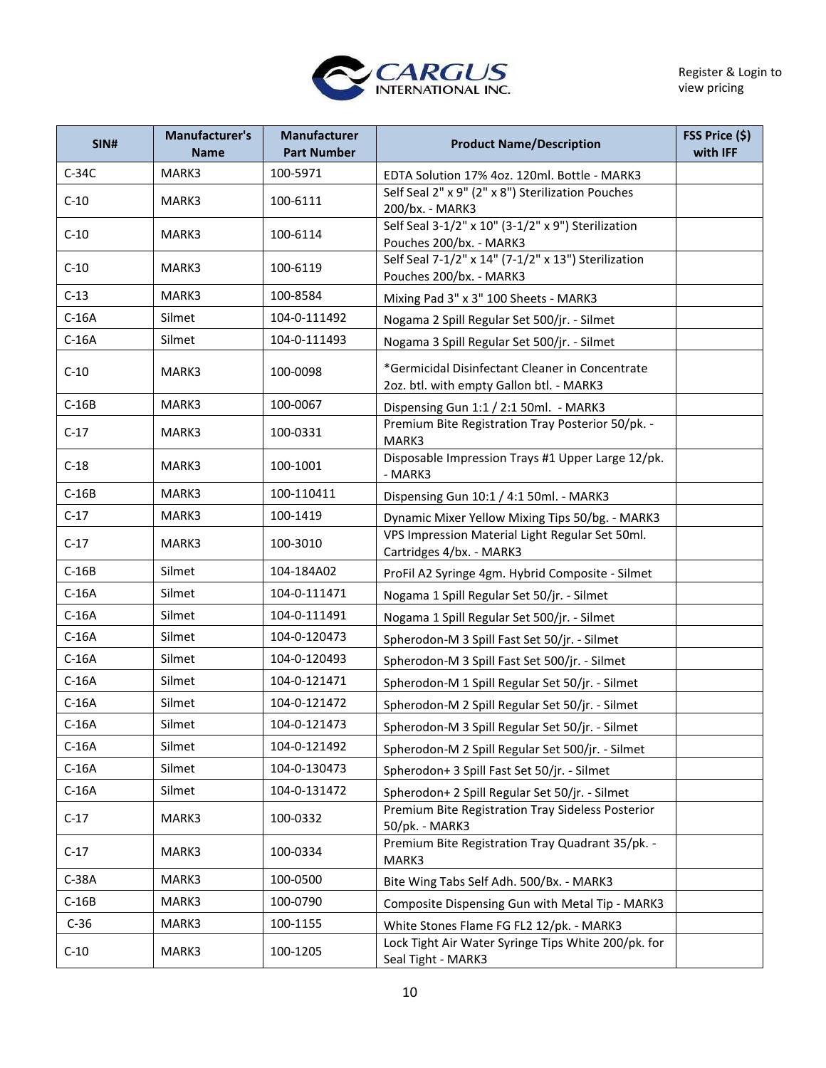Register & Login to view pricing

| SIN# | Manufacturer's Name | Manufacturer Part Number | Product Name/Description | FSS Price ($) with IFF |
|---|---|---|---|---|
| C-34C | MARK3 | 100-5971 | EDTA Solution 17% 4oz. 120ml. Bottle - MARK3 | |
| C-10 | MARK3 | 100-6111 | Self Seal 2" x 9" (2" x 8") Sterilization Pouches 200/bx. - MARK3 | |
| C-10 | MARK3 | 100-6114 | Self Seal 3-1/2" x 10" (3-1/2" x 9") Sterilization Pouches 200/bx. - MARK3 | |
| C-10 | MARK3 | 100-6119 | Self Seal 7-1/2" x 14" (7-1/2" x 13") Sterilization Pouches 200/bx. - MARK3 | |
| C-13 | MARK3 | 100-8584 | Mixing Pad 3" x 3" 100 Sheets - MARK3 | |
| C-16A | Silmet | 104-0-111492 | Nogama 2 Spill Regular Set 500/jr. - Silmet | |
| C-16A | Silmet | 104-0-111493 | Nogama 3 Spill Regular Set 500/jr. - Silmet | |
| C-10 | MARK3 | 100-0098 | *Germicidal Disinfectant Cleaner in Concentrate 2oz. btl. with empty Gallon btl. - MARK3 | |
| C-16B | MARK3 | 100-0067 | Dispensing Gun 1:1 / 2:1 50ml. - MARK3 | |
| C-17 | MARK3 | 100-0331 | Premium Bite Registration Tray Posterior 50/pk. - MARK3 | |
| C-18 | MARK3 | 100-1001 | Disposable Impression Trays #1 Upper Large 12/pk. - MARK3 | |
| C-16B | MARK3 | 100-110411 | Dispensing Gun 10:1 / 4:1 50ml. - MARK3 | |
| C-17 | MARK3 | 100-1419 | Dynamic Mixer Yellow Mixing Tips 50/bg. - MARK3 | |
| C-17 | MARK3 | 100-3010 | VPS Impression Material Light Regular Set 50ml. Cartridges 4/bx. - MARK3 | |
| C-16B | Silmet | 104-184A02 | ProFil A2 Syringe 4gm. Hybrid Composite - Silmet | |
| C-16A | Silmet | 104-0-111471 | Nogama 1 Spill Regular Set 50/jr. - Silmet | |
| C-16A | Silmet | 104-0-111491 | Nogama 1 Spill Regular Set 500/jr. - Silmet | |
| C-16A | Silmet | 104-0-120473 | Spherodon-M 3 Spill Fast Set 50/jr. - Silmet | |
| C-16A | Silmet | 104-0-120493 | Spherodon-M 3 Spill Fast Set 500/jr. - Silmet | |
| C-16A | Silmet | 104-0-121471 | Spherodon-M 1 Spill Regular Set 50/jr. - Silmet | |
| C-16A | Silmet | 104-0-121472 | Spherodon-M 2 Spill Regular Set 50/jr. - Silmet | |
| C-16A | Silmet | 104-0-121473 | Spherodon-M 3 Spill Regular Set 50/jr. - Silmet | |
| C-16A | Silmet | 104-0-121492 | Spherodon-M 2 Spill Regular Set 500/jr. - Silmet | |
| C-16A | Silmet | 104-0-130473 | Spherodon+ 3 Spill Fast Set 50/jr. - Silmet | |
| C-16A | Silmet | 104-0-131472 | Spherodon+ 2 Spill Regular Set 50/jr. - Silmet | |
| C-17 | MARK3 | 100-0332 | Premium Bite Registration Tray Sideless Posterior 50/pk. - MARK3 | |
| C-17 | MARK3 | 100-0334 | Premium Bite Registration Tray Quadrant 35/pk. - MARK3 | |
| C-38A | MARK3 | 100-0500 | Bite Wing Tabs Self Adh. 500/Bx. - MARK3 | |
| C-16B | MARK3 | 100-0790 | Composite Dispensing Gun with Metal Tip - MARK3 | |
| C-36 | MARK3 | 100-1155 | White Stones Flame FG FL2 12/pk. - MARK3 | |
| C-10 | MARK3 | 100-1205 | Lock Tight Air Water Syringe Tips White 200/pk. for Seal Tight - MARK3 | |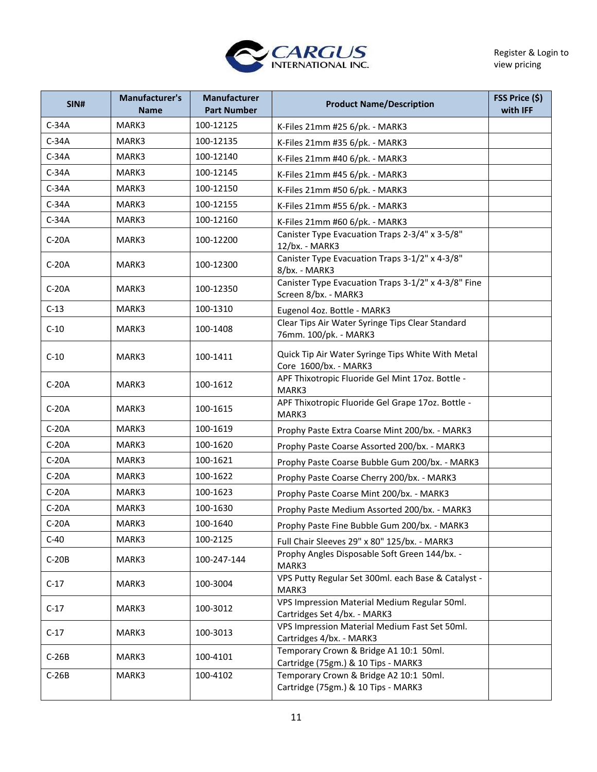CARGUS INTERNATIONAL INC.

Register & Login to view pricing

| SIN# | Manufacturer's Name | Manufacturer Part Number | Product Name/Description | FSS Price ($) with IFF |
|---|---|---|---|---|
| C-34A | MARK3 | 100-12125 | K-Files 21mm #25 6/pk. - MARK3 | |
| C-34A | MARK3 | 100-12135 | K-Files 21mm #35 6/pk. - MARK3 | |
| C-34A | MARK3 | 100-12140 | K-Files 21mm #40 6/pk. - MARK3 | |
| C-34A | MARK3 | 100-12145 | K-Files 21mm #45 6/pk. - MARK3 | |
| C-34A | MARK3 | 100-12150 | K-Files 21mm #50 6/pk. - MARK3 | |
| C-34A | MARK3 | 100-12155 | K-Files 21mm #55 6/pk. - MARK3 | |
| C-34A | MARK3 | 100-12160 | K-Files 21mm #60 6/pk. - MARK3 | |
| C-20A | MARK3 | 100-12200 | Canister Type Evacuation Traps 2-3/4" x 3-5/8" 12/bx. - MARK3 | |
| C-20A | MARK3 | 100-12300 | Canister Type Evacuation Traps 3-1/2" x 4-3/8" 8/bx. - MARK3 | |
| C-20A | MARK3 | 100-12350 | Canister Type Evacuation Traps 3-1/2" x 4-3/8" Fine Screen 8/bx. - MARK3 | |
| C-13 | MARK3 | 100-1310 | Eugenol 4oz. Bottle - MARK3 | |
| C-10 | MARK3 | 100-1408 | Clear Tips Air Water Syringe Tips Clear Standard 76mm. 100/pk. - MARK3 | |
| C-10 | MARK3 | 100-1411 | Quick Tip Air Water Syringe Tips White With Metal Core 1600/bx. - MARK3 | |
| C-20A | MARK3 | 100-1612 | APF Thixotropic Fluoride Gel Mint 17oz. Bottle - MARK3 | |
| C-20A | MARK3 | 100-1615 | APF Thixotropic Fluoride Gel Grape 17oz. Bottle - MARK3 | |
| C-20A | MARK3 | 100-1619 | Prophy Paste Extra Coarse Mint 200/bx. - MARK3 | |
| C-20A | MARK3 | 100-1620 | Prophy Paste Coarse Assorted 200/bx. - MARK3 | |
| C-20A | MARK3 | 100-1621 | Prophy Paste Coarse Bubble Gum 200/bx. - MARK3 | |
| C-20A | MARK3 | 100-1622 | Prophy Paste Coarse Cherry 200/bx. - MARK3 | |
| C-20A | MARK3 | 100-1623 | Prophy Paste Coarse Mint 200/bx. - MARK3 | |
| C-20A | MARK3 | 100-1630 | Prophy Paste Medium Assorted 200/bx. - MARK3 | |
| C-20A | MARK3 | 100-1640 | Prophy Paste Fine Bubble Gum 200/bx. - MARK3 | |
| C-40 | MARK3 | 100-2125 | Full Chair Sleeves 29" x 80" 125/bx. - MARK3 | |
| C-20B | MARK3 | 100-247-144 | Prophy Angles Disposable Soft Green 144/bx. - MARK3 | |
| C-17 | MARK3 | 100-3004 | VPS Putty Regular Set 300ml. each Base & Catalyst - MARK3 | |
| C-17 | MARK3 | 100-3012 | VPS Impression Material Medium Regular 50ml. Cartridges Set 4/bx. - MARK3 | |
| C-17 | MARK3 | 100-3013 | VPS Impression Material Medium Fast Set 50ml. Cartridges 4/bx. - MARK3 | |
| C-26B | MARK3 | 100-4101 | Temporary Crown & Bridge A1 10:1 50ml. Cartridge (75gm.) & 10 Tips - MARK3 | |
| C-26B | MARK3 | 100-4102 | Temporary Crown & Bridge A2 10:1 50ml. Cartridge (75gm.) & 10 Tips - MARK3 | |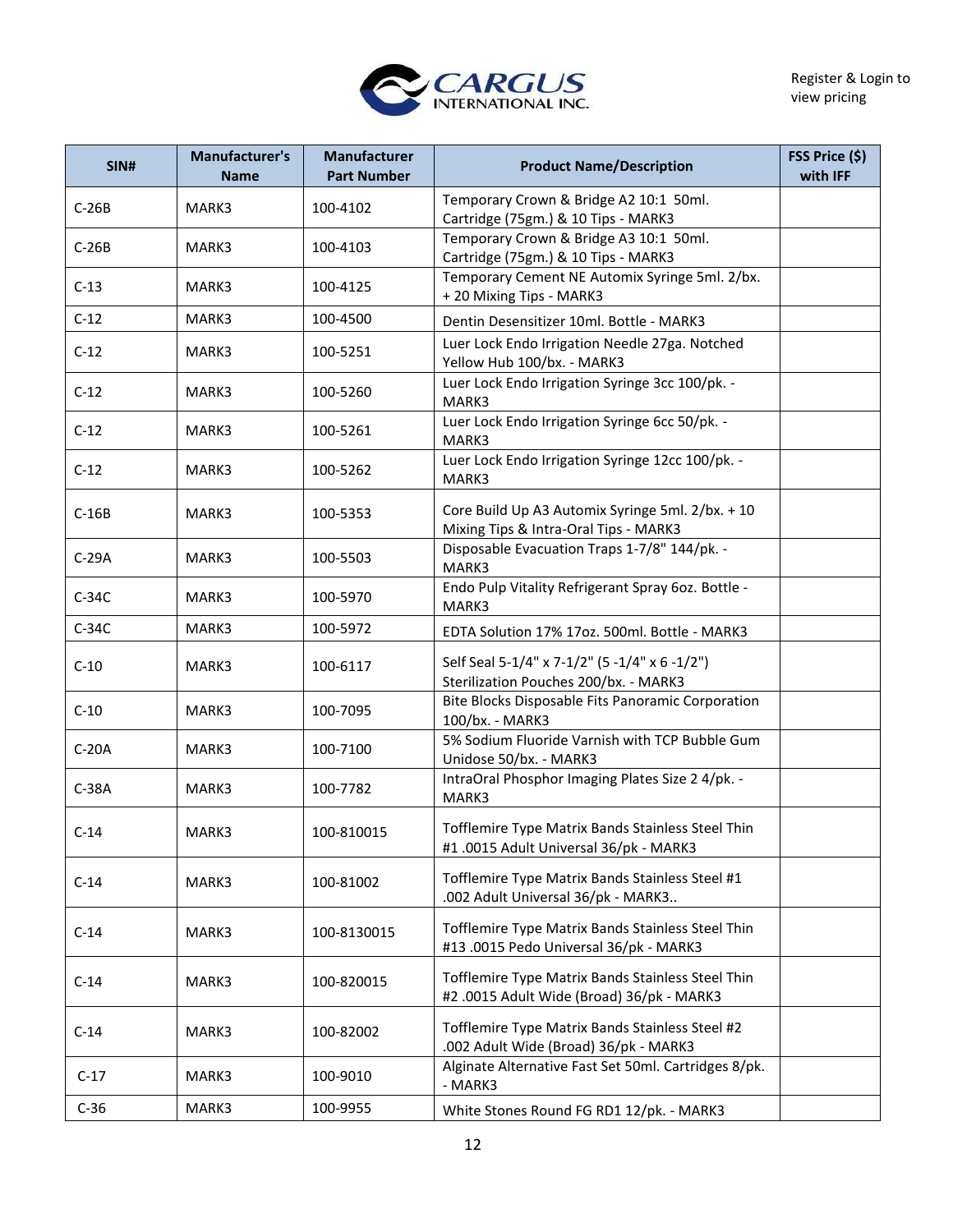Register & Login to view pricing

| SIN# | Manufacturer's Name | Manufacturer Part Number | Product Name/Description | FSS Price ($) with IFF |
|---|---|---|---|---|
| C-26B | MARK3 | 100-4102 | Temporary Crown & Bridge A2 10:1 50ml. Cartridge (75gm.) & 10 Tips - MARK3 | |
| C-26B | MARK3 | 100-4103 | Temporary Crown & Bridge A3 10:1 50ml. Cartridge (75gm.) & 10 Tips - MARK3 | |
| C-13 | MARK3 | 100-4125 | Temporary Cement NE Automix Syringe 5ml. 2/bx. + 20 Mixing Tips - MARK3 | |
| C-12 | MARK3 | 100-4500 | Dentin Desensitizer 10ml. Bottle - MARK3 | |
| C-12 | MARK3 | 100-5251 | Luer Lock Endo Irrigation Needle 27ga. Notched Yellow Hub 100/bx. - MARK3 | |
| C-12 | MARK3 | 100-5260 | Luer Lock Endo Irrigation Syringe 3cc 100/pk. - MARK3 | |
| C-12 | MARK3 | 100-5261 | Luer Lock Endo Irrigation Syringe 6cc 50/pk. - MARK3 | |
| C-12 | MARK3 | 100-5262 | Luer Lock Endo Irrigation Syringe 12cc 100/pk. - MARK3 | |
| C-16B | MARK3 | 100-5353 | Core Build Up A3 Automix Syringe 5ml. 2/bx. + 10 Mixing Tips & Intra-Oral Tips - MARK3 | |
| C-29A | MARK3 | 100-5503 | Disposable Evacuation Traps 1-7/8" 144/pk. - MARK3 | |
| C-34C | MARK3 | 100-5970 | Endo Pulp Vitality Refrigerant Spray 6oz. Bottle - MARK3 | |
| C-34C | MARK3 | 100-5972 | EDTA Solution 17% 17oz. 500ml. Bottle - MARK3 | |
| C-10 | MARK3 | 100-6117 | Self Seal 5-1/4" x 7-1/2" (5 -1/4" x 6 -1/2") Sterilization Pouches 200/bx. - MARK3 | |
| C-10 | MARK3 | 100-7095 | Bite Blocks Disposable Fits Panoramic Corporation 100/bx. - MARK3 | |
| C-20A | MARK3 | 100-7100 | 5% Sodium Fluoride Varnish with TCP Bubble Gum Unidose 50/bx. - MARK3 | |
| C-38A | MARK3 | 100-7782 | IntraOral Phosphor Imaging Plates Size 2 4/pk. - MARK3 | |
| C-14 | MARK3 | 100-810015 | Tofflemire Type Matrix Bands Stainless Steel Thin #1 .0015 Adult Universal 36/pk - MARK3 | |
| C-14 | MARK3 | 100-81002 | Tofflemire Type Matrix Bands Stainless Steel #1 .002 Adult Universal 36/pk - MARK3.. | |
| C-14 | MARK3 | 100-8130015 | Tofflemire Type Matrix Bands Stainless Steel Thin #13 .0015 Pedo Universal 36/pk - MARK3 | |
| C-14 | MARK3 | 100-820015 | Tofflemire Type Matrix Bands Stainless Steel Thin #2 .0015 Adult Wide (Broad) 36/pk - MARK3 | |
| C-14 | MARK3 | 100-82002 | Tofflemire Type Matrix Bands Stainless Steel #2 .002 Adult Wide (Broad) 36/pk - MARK3 | |
| C-17 | MARK3 | 100-9010 | Alginate Alternative Fast Set 50ml. Cartridges 8/pk. - MARK3 | |
| C-36 | MARK3 | 100-9955 | White Stones Round FG RD1 12/pk. - MARK3 | |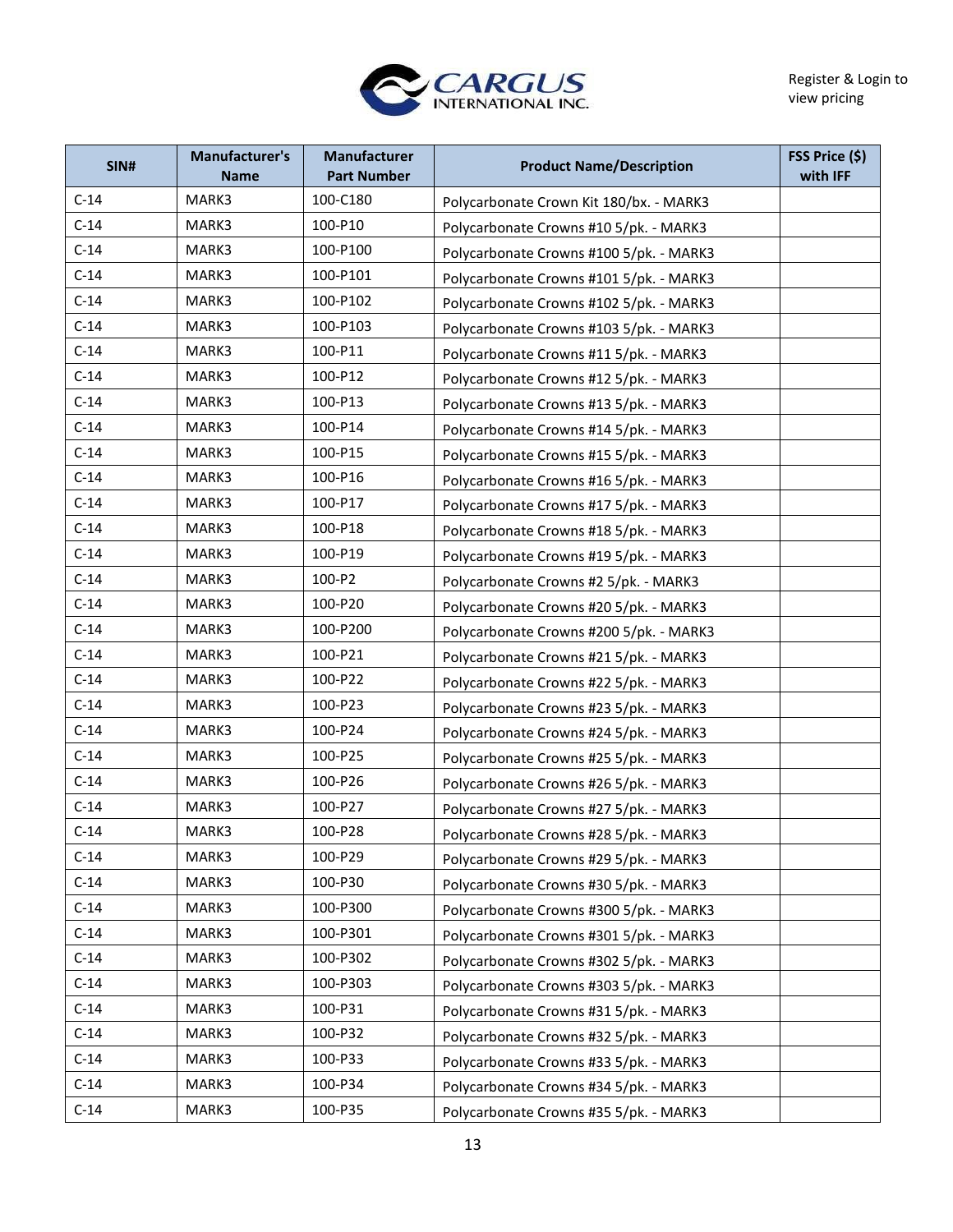Register & Login to view pricing

| SIN# | Manufacturer's Name | Manufacturer Part Number | Product Name/Description | FSS Price ($) with IFF |
|---|---|---|---|---|
| C-14 | MARK3 | 100-C180 | Polycarbonate Crown Kit 180/bx. - MARK3 | |
| C-14 | MARK3 | 100-P10 | Polycarbonate Crowns #10 5/pk. - MARK3 | |
| C-14 | MARK3 | 100-P100 | Polycarbonate Crowns #100 5/pk. - MARK3 | |
| C-14 | MARK3 | 100-P101 | Polycarbonate Crowns #101 5/pk. - MARK3 | |
| C-14 | MARK3 | 100-P102 | Polycarbonate Crowns #102 5/pk. - MARK3 | |
| C-14 | MARK3 | 100-P103 | Polycarbonate Crowns #103 5/pk. - MARK3 | |
| C-14 | MARK3 | 100-P11 | Polycarbonate Crowns #11 5/pk. - MARK3 | |
| C-14 | MARK3 | 100-P12 | Polycarbonate Crowns #12 5/pk. - MARK3 | |
| C-14 | MARK3 | 100-P13 | Polycarbonate Crowns #13 5/pk. - MARK3 | |
| C-14 | MARK3 | 100-P14 | Polycarbonate Crowns #14 5/pk. - MARK3 | |
| C-14 | MARK3 | 100-P15 | Polycarbonate Crowns #15 5/pk. - MARK3 | |
| C-14 | MARK3 | 100-P16 | Polycarbonate Crowns #16 5/pk. - MARK3 | |
| C-14 | MARK3 | 100-P17 | Polycarbonate Crowns #17 5/pk. - MARK3 | |
| C-14 | MARK3 | 100-P18 | Polycarbonate Crowns #18 5/pk. - MARK3 | |
| C-14 | MARK3 | 100-P19 | Polycarbonate Crowns #19 5/pk. - MARK3 | |
| C-14 | MARK3 | 100-P2 | Polycarbonate Crowns #2 5/pk. - MARK3 | |
| C-14 | MARK3 | 100-P20 | Polycarbonate Crowns #20 5/pk. - MARK3 | |
| C-14 | MARK3 | 100-P200 | Polycarbonate Crowns #200 5/pk. - MARK3 | |
| C-14 | MARK3 | 100-P21 | Polycarbonate Crowns #21 5/pk. - MARK3 | |
| C-14 | MARK3 | 100-P22 | Polycarbonate Crowns #22 5/pk. - MARK3 | |
| C-14 | MARK3 | 100-P23 | Polycarbonate Crowns #23 5/pk. - MARK3 | |
| C-14 | MARK3 | 100-P24 | Polycarbonate Crowns #24 5/pk. - MARK3 | |
| C-14 | MARK3 | 100-P25 | Polycarbonate Crowns #25 5/pk. - MARK3 | |
| C-14 | MARK3 | 100-P26 | Polycarbonate Crowns #26 5/pk. - MARK3 | |
| C-14 | MARK3 | 100-P27 | Polycarbonate Crowns #27 5/pk. - MARK3 | |
| C-14 | MARK3 | 100-P28 | Polycarbonate Crowns #28 5/pk. - MARK3 | |
| C-14 | MARK3 | 100-P29 | Polycarbonate Crowns #29 5/pk. - MARK3 | |
| C-14 | MARK3 | 100-P30 | Polycarbonate Crowns #30 5/pk. - MARK3 | |
| C-14 | MARK3 | 100-P300 | Polycarbonate Crowns #300 5/pk. - MARK3 | |
| C-14 | MARK3 | 100-P301 | Polycarbonate Crowns #301 5/pk. - MARK3 | |
| C-14 | MARK3 | 100-P302 | Polycarbonate Crowns #302 5/pk. - MARK3 | |
| C-14 | MARK3 | 100-P303 | Polycarbonate Crowns #303 5/pk. - MARK3 | |
| C-14 | MARK3 | 100-P31 | Polycarbonate Crowns #31 5/pk. - MARK3 | |
| C-14 | MARK3 | 100-P32 | Polycarbonate Crowns #32 5/pk. - MARK3 | |
| C-14 | MARK3 | 100-P33 | Polycarbonate Crowns #33 5/pk. - MARK3 | |
| C-14 | MARK3 | 100-P34 | Polycarbonate Crowns #34 5/pk. - MARK3 | |
| C-14 | MARK3 | 100-P35 | Polycarbonate Crowns #35 5/pk. - MARK3 | |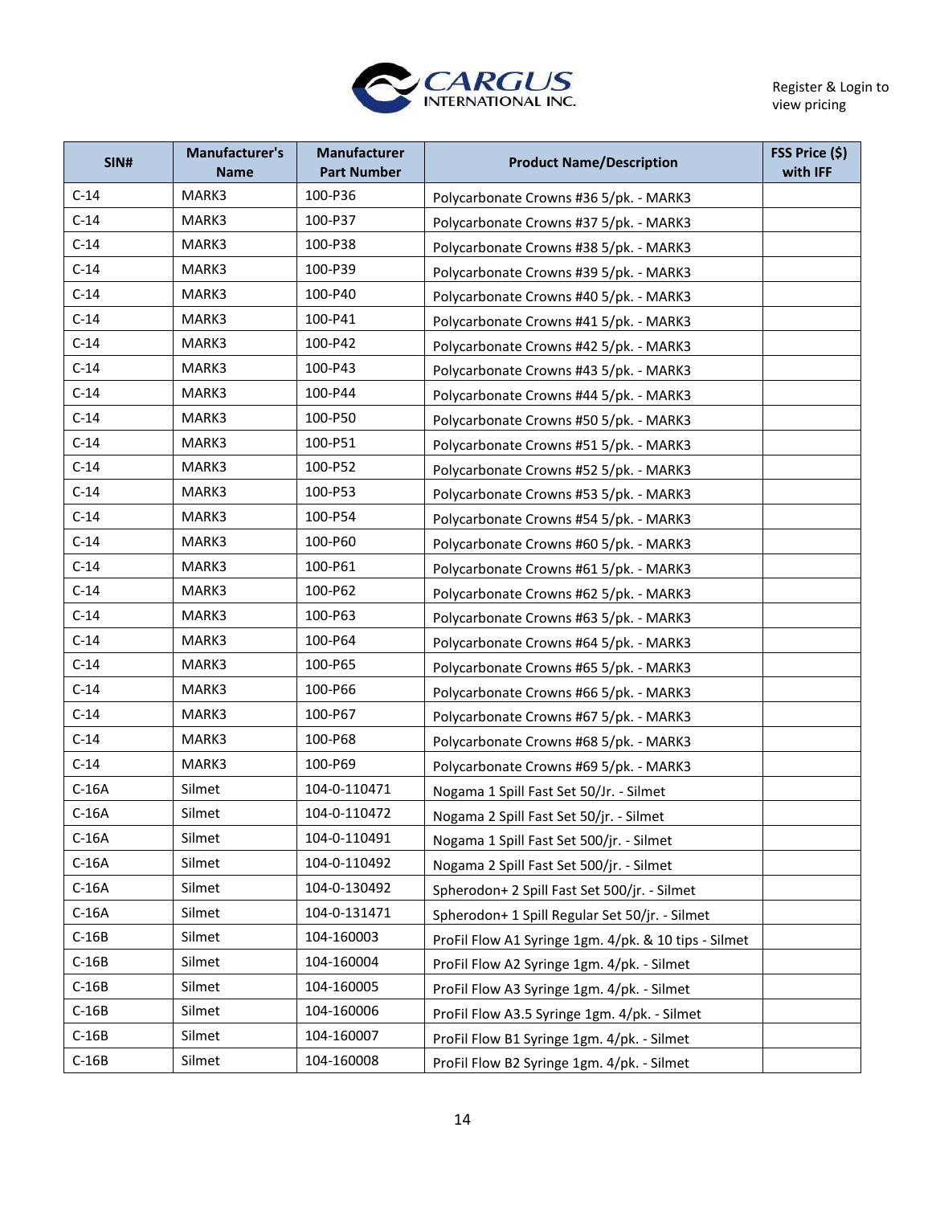Register & Login to view pricing

| SIN# | Manufacturer's Name | Manufacturer Part Number | Product Name/Description | FSS Price ($) with IFF |
|---|---|---|---|---|
| C-14 | MARK3 | 100-P36 | Polycarbonate Crowns #36 5/pk. - MARK3 | |
| C-14 | MARK3 | 100-P37 | Polycarbonate Crowns #37 5/pk. - MARK3 | |
| C-14 | MARK3 | 100-P38 | Polycarbonate Crowns #38 5/pk. - MARK3 | |
| C-14 | MARK3 | 100-P39 | Polycarbonate Crowns #39 5/pk. - MARK3 | |
| C-14 | MARK3 | 100-P40 | Polycarbonate Crowns #40 5/pk. - MARK3 | |
| C-14 | MARK3 | 100-P41 | Polycarbonate Crowns #41 5/pk. - MARK3 | |
| C-14 | MARK3 | 100-P42 | Polycarbonate Crowns #42 5/pk. - MARK3 | |
| C-14 | MARK3 | 100-P43 | Polycarbonate Crowns #43 5/pk. - MARK3 | |
| C-14 | MARK3 | 100-P44 | Polycarbonate Crowns #44 5/pk. - MARK3 | |
| C-14 | MARK3 | 100-P50 | Polycarbonate Crowns #50 5/pk. - MARK3 | |
| C-14 | MARK3 | 100-P51 | Polycarbonate Crowns #51 5/pk. - MARK3 | |
| C-14 | MARK3 | 100-P52 | Polycarbonate Crowns #52 5/pk. - MARK3 | |
| C-14 | MARK3 | 100-P53 | Polycarbonate Crowns #53 5/pk. - MARK3 | |
| C-14 | MARK3 | 100-P54 | Polycarbonate Crowns #54 5/pk. - MARK3 | |
| C-14 | MARK3 | 100-P60 | Polycarbonate Crowns #60 5/pk. - MARK3 | |
| C-14 | MARK3 | 100-P61 | Polycarbonate Crowns #61 5/pk. - MARK3 | |
| C-14 | MARK3 | 100-P62 | Polycarbonate Crowns #62 5/pk. - MARK3 | |
| C-14 | MARK3 | 100-P63 | Polycarbonate Crowns #63 5/pk. - MARK3 | |
| C-14 | MARK3 | 100-P64 | Polycarbonate Crowns #64 5/pk. - MARK3 | |
| C-14 | MARK3 | 100-P65 | Polycarbonate Crowns #65 5/pk. - MARK3 | |
| C-14 | MARK3 | 100-P66 | Polycarbonate Crowns #66 5/pk. - MARK3 | |
| C-14 | MARK3 | 100-P67 | Polycarbonate Crowns #67 5/pk. - MARK3 | |
| C-14 | MARK3 | 100-P68 | Polycarbonate Crowns #68 5/pk. - MARK3 | |
| C-14 | MARK3 | 100-P69 | Polycarbonate Crowns #69 5/pk. - MARK3 | |
| C-16A | Silmet | 104-0-110471 | Nogama 1 Spill Fast Set 50/Jr. - Silmet | |
| C-16A | Silmet | 104-0-110472 | Nogama 2 Spill Fast Set 50/jr. - Silmet | |
| C-16A | Silmet | 104-0-110491 | Nogama 1 Spill Fast Set 500/jr. - Silmet | |
| C-16A | Silmet | 104-0-110492 | Nogama 2 Spill Fast Set 500/jr. - Silmet | |
| C-16A | Silmet | 104-0-130492 | Spherodon+ 2 Spill Fast Set 500/jr. - Silmet | |
| C-16A | Silmet | 104-0-131471 | Spherodon+ 1 Spill Regular Set 50/jr. - Silmet | |
| C-16B | Silmet | 104-160003 | ProFil Flow A1 Syringe 1gm. 4/pk. & 10 tips - Silmet | |
| C-16B | Silmet | 104-160004 | ProFil Flow A2 Syringe 1gm. 4/pk. - Silmet | |
| C-16B | Silmet | 104-160005 | ProFil Flow A3 Syringe 1gm. 4/pk. - Silmet | |
| C-16B | Silmet | 104-160006 | ProFil Flow A3.5 Syringe 1gm. 4/pk. - Silmet | |
| C-16B | Silmet | 104-160007 | ProFil Flow B1 Syringe 1gm. 4/pk. - Silmet | |
| C-16B | Silmet | 104-160008 | ProFil Flow B2 Syringe 1gm. 4/pk. - Silmet | |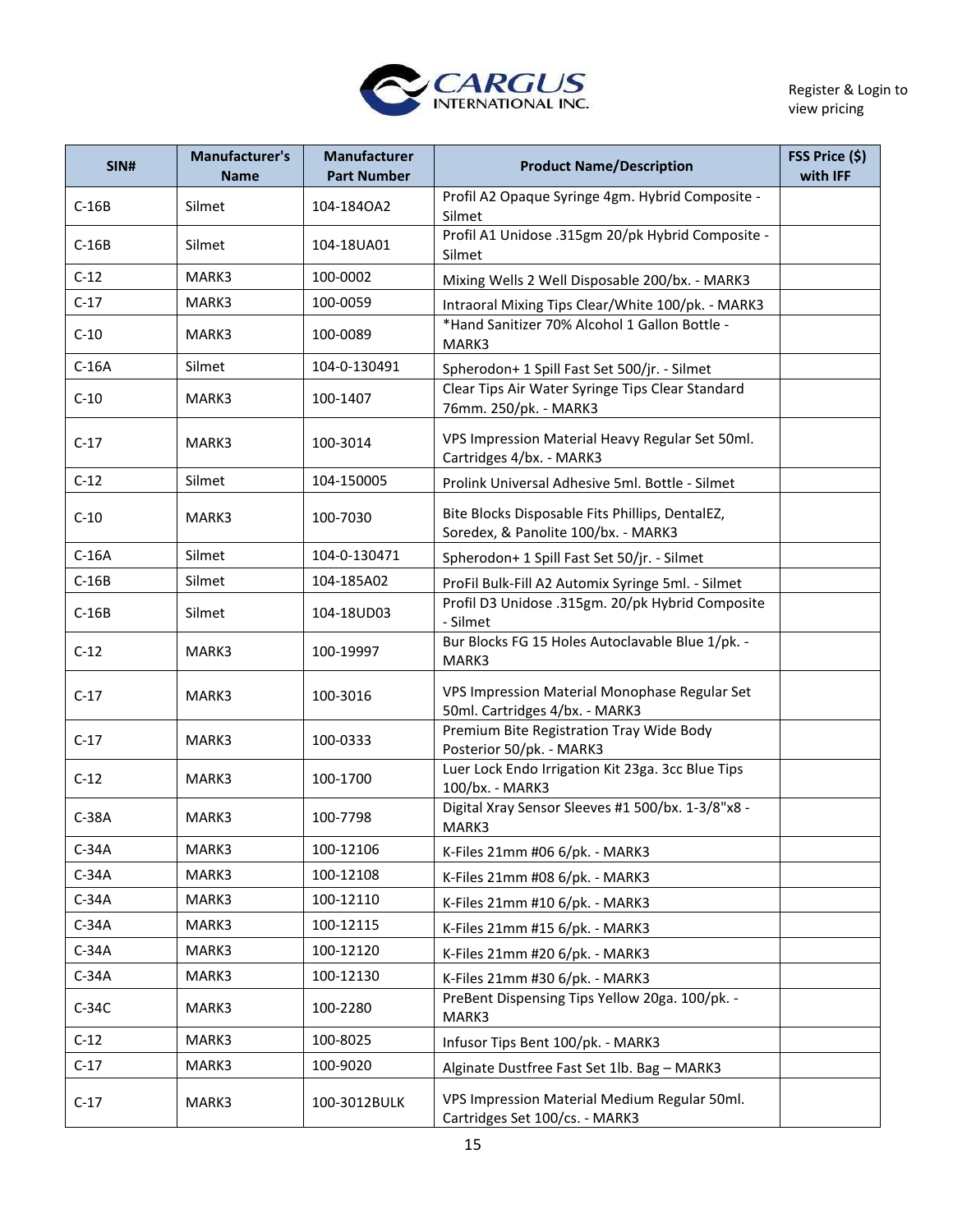Register & Login to view pricing

| SIN# | Manufacturer's Name | Manufacturer Part Number | Product Name/Description | FSS Price ($) with IFF |
|---|---|---|---|---|
| C-16B | Silmet | 104-184OA2 | Profil A2 Opaque Syringe 4gm. Hybrid Composite - Silmet | |
| C-16B | Silmet | 104-18UA01 | Profil A1 Unidose .315gm 20/pk Hybrid Composite - Silmet | |
| C-12 | MARK3 | 100-0002 | Mixing Wells 2 Well Disposable 200/bx. - MARK3 | |
| C-17 | MARK3 | 100-0059 | Intraoral Mixing Tips Clear/White 100/pk. - MARK3 | |
| C-10 | MARK3 | 100-0089 | *Hand Sanitizer 70% Alcohol 1 Gallon Bottle - MARK3 | |
| C-16A | Silmet | 104-0-130491 | Spherodon+ 1 Spill Fast Set 500/jr. - Silmet | |
| C-10 | MARK3 | 100-1407 | Clear Tips Air Water Syringe Tips Clear Standard 76mm. 250/pk. - MARK3 | |
| C-17 | MARK3 | 100-3014 | VPS Impression Material Heavy Regular Set 50ml. Cartridges 4/bx. - MARK3 | |
| C-12 | Silmet | 104-150005 | Prolink Universal Adhesive 5ml. Bottle - Silmet | |
| C-10 | MARK3 | 100-7030 | Bite Blocks Disposable Fits Phillips, DentalEZ, Soredex, & Panolite 100/bx. - MARK3 | |
| C-16A | Silmet | 104-0-130471 | Spherodon+ 1 Spill Fast Set 50/jr. - Silmet | |
| C-16B | Silmet | 104-185A02 | ProFil Bulk-Fill A2 Automix Syringe 5ml. - Silmet | |
| C-16B | Silmet | 104-18UD03 | Profil D3 Unidose .315gm. 20/pk Hybrid Composite - Silmet | |
| C-12 | MARK3 | 100-19997 | Bur Blocks FG 15 Holes Autoclavable Blue 1/pk. - MARK3 | |
| C-17 | MARK3 | 100-3016 | VPS Impression Material Monophase Regular Set 50ml. Cartridges 4/bx. - MARK3 | |
| C-17 | MARK3 | 100-0333 | Premium Bite Registration Tray Wide Body Posterior 50/pk. - MARK3 | |
| C-12 | MARK3 | 100-1700 | Luer Lock Endo Irrigation Kit 23ga. 3cc Blue Tips 100/bx. - MARK3 | |
| C-38A | MARK3 | 100-7798 | Digital Xray Sensor Sleeves #1 500/bx. 1-3/8"x8 - MARK3 | |
| C-34A | MARK3 | 100-12106 | K-Files 21mm #06 6/pk. - MARK3 | |
| C-34A | MARK3 | 100-12108 | K-Files 21mm #08 6/pk. - MARK3 | |
| C-34A | MARK3 | 100-12110 | K-Files 21mm #10 6/pk. - MARK3 | |
| C-34A | MARK3 | 100-12115 | K-Files 21mm #15 6/pk. - MARK3 | |
| C-34A | MARK3 | 100-12120 | K-Files 21mm #20 6/pk. - MARK3 | |
| C-34A | MARK3 | 100-12130 | K-Files 21mm #30 6/pk. - MARK3 | |
| C-34C | MARK3 | 100-2280 | PreBent Dispensing Tips Yellow 20ga. 100/pk. - MARK3 | |
| C-12 | MARK3 | 100-8025 | Infusor Tips Bent 100/pk. - MARK3 | |
| C-17 | MARK3 | 100-9020 | Alginate Dustfree Fast Set 1lb. Bag – MARK3 | |
| C-17 | MARK3 | 100-3012BULK | VPS Impression Material Medium Regular 50ml. Cartridges Set 100/cs. - MARK3 | |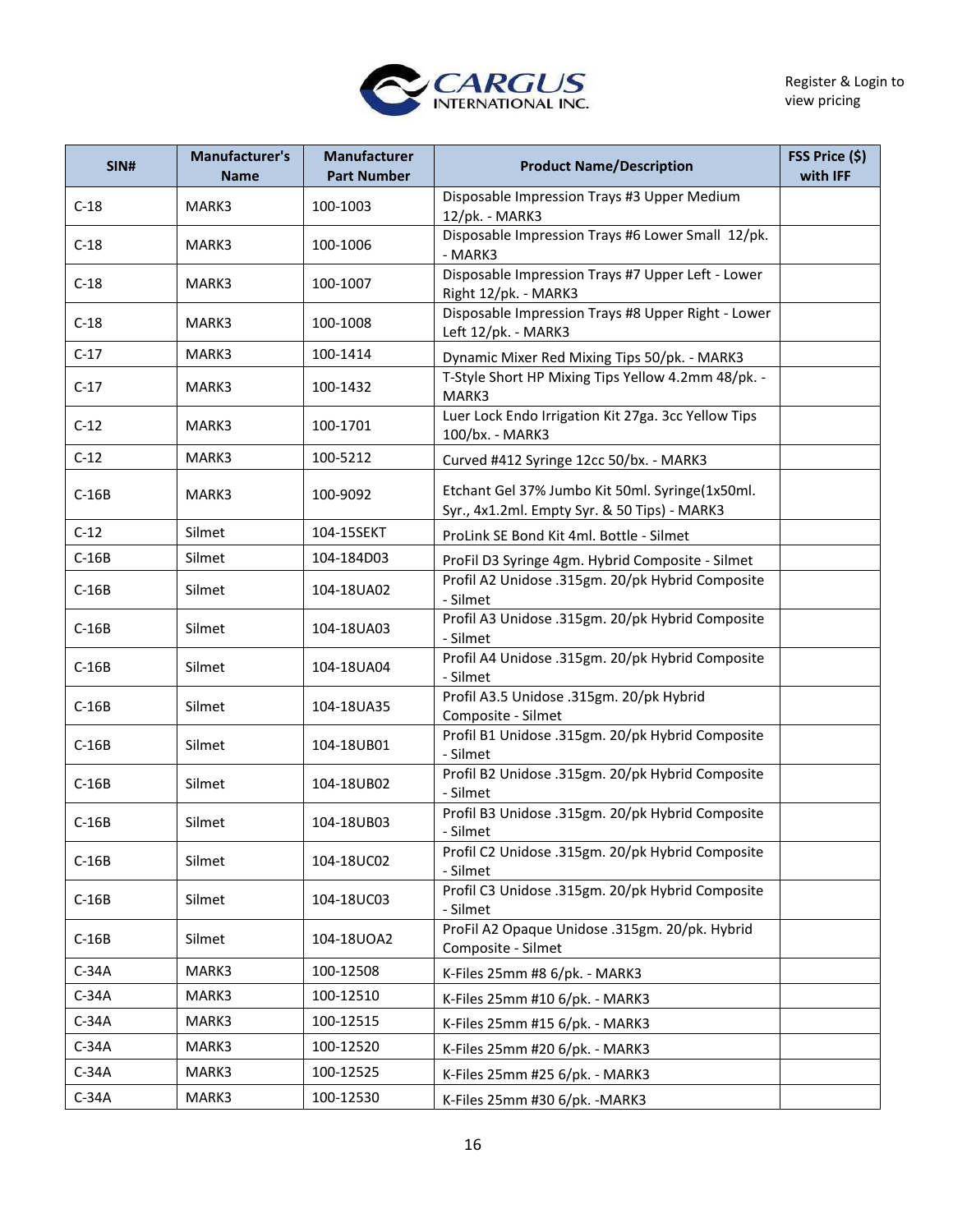Register & Login to view pricing

| SIN# | Manufacturer's Name | Manufacturer Part Number | Product Name/Description | FSS Price ($) with IFF |
|---|---|---|---|---|
| C-18 | MARK3 | 100-1003 | Disposable Impression Trays #3 Upper Medium 12/pk. - MARK3 | |
| C-18 | MARK3 | 100-1006 | Disposable Impression Trays #6 Lower Small 12/pk. - MARK3 | |
| C-18 | MARK3 | 100-1007 | Disposable Impression Trays #7 Upper Left - Lower Right 12/pk. - MARK3 | |
| C-18 | MARK3 | 100-1008 | Disposable Impression Trays #8 Upper Right - Lower Left 12/pk. - MARK3 | |
| C-17 | MARK3 | 100-1414 | Dynamic Mixer Red Mixing Tips 50/pk. - MARK3 | |
| C-17 | MARK3 | 100-1432 | T-Style Short HP Mixing Tips Yellow 4.2mm 48/pk. - MARK3 | |
| C-12 | MARK3 | 100-1701 | Luer Lock Endo Irrigation Kit 27ga. 3cc Yellow Tips 100/bx. - MARK3 | |
| C-12 | MARK3 | 100-5212 | Curved #412 Syringe 12cc 50/bx. - MARK3 | |
| C-16B | MARK3 | 100-9092 | Etchant Gel 37% Jumbo Kit 50ml. Syringe(1x50ml. Syr., 4x1.2ml. Empty Syr. & 50 Tips) - MARK3 | |
| C-12 | Silmet | 104-15SEKT | ProLink SE Bond Kit 4ml. Bottle - Silmet | |
| C-16B | Silmet | 104-184D03 | ProFil D3 Syringe 4gm. Hybrid Composite - Silmet | |
| C-16B | Silmet | 104-18UA02 | Profil A2 Unidose .315gm. 20/pk Hybrid Composite - Silmet | |
| C-16B | Silmet | 104-18UA03 | Profil A3 Unidose .315gm. 20/pk Hybrid Composite - Silmet | |
| C-16B | Silmet | 104-18UA04 | Profil A4 Unidose .315gm. 20/pk Hybrid Composite - Silmet | |
| C-16B | Silmet | 104-18UA35 | Profil A3.5 Unidose .315gm. 20/pk Hybrid Composite - Silmet | |
| C-16B | Silmet | 104-18UB01 | Profil B1 Unidose .315gm. 20/pk Hybrid Composite - Silmet | |
| C-16B | Silmet | 104-18UB02 | Profil B2 Unidose .315gm. 20/pk Hybrid Composite - Silmet | |
| C-16B | Silmet | 104-18UB03 | Profil B3 Unidose .315gm. 20/pk Hybrid Composite - Silmet | |
| C-16B | Silmet | 104-18UC02 | Profil C2 Unidose .315gm. 20/pk Hybrid Composite - Silmet | |
| C-16B | Silmet | 104-18UC03 | Profil C3 Unidose .315gm. 20/pk Hybrid Composite - Silmet | |
| C-16B | Silmet | 104-18UOA2 | ProFil A2 Opaque Unidose .315gm. 20/pk. Hybrid Composite - Silmet | |
| C-34A | MARK3 | 100-12508 | K-Files 25mm #8 6/pk. - MARK3 | |
| C-34A | MARK3 | 100-12510 | K-Files 25mm #10 6/pk. - MARK3 | |
| C-34A | MARK3 | 100-12515 | K-Files 25mm #15 6/pk. - MARK3 | |
| C-34A | MARK3 | 100-12520 | K-Files 25mm #20 6/pk. - MARK3 | |
| C-34A | MARK3 | 100-12525 | K-Files 25mm #25 6/pk. - MARK3 | |
| C-34A | MARK3 | 100-12530 | K-Files 25mm #30 6/pk. -MARK3 | |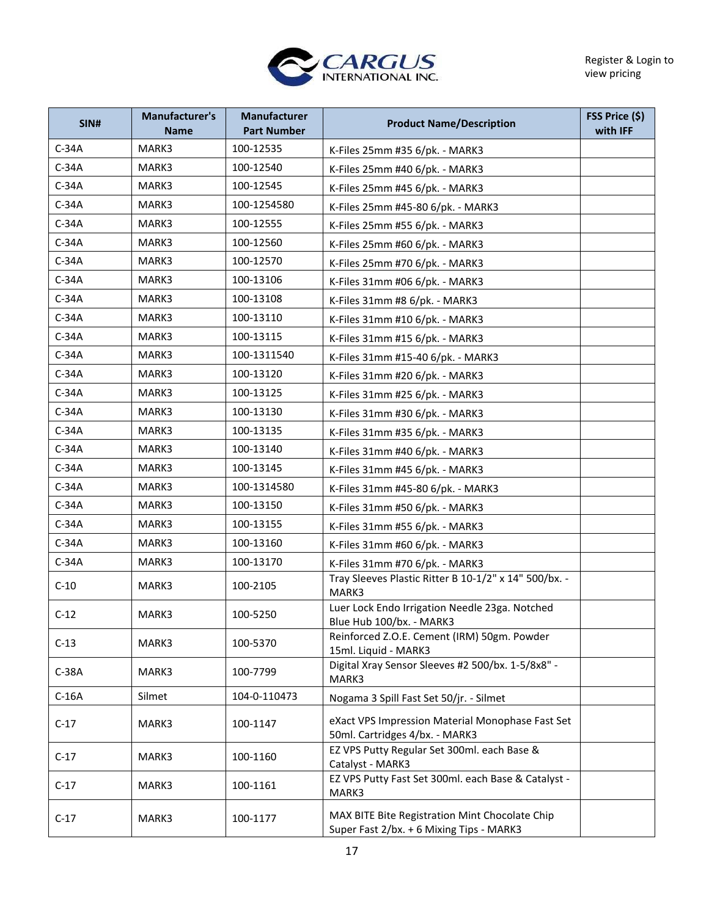Register & Login to view pricing

| SIN# | Manufacturer's Name | Manufacturer Part Number | Product Name/Description | FSS Price ($) with IFF |
|---|---|---|---|---|
| C-34A | MARK3 | 100-12535 | K-Files 25mm #35 6/pk. - MARK3 | |
| C-34A | MARK3 | 100-12540 | K-Files 25mm #40 6/pk. - MARK3 | |
| C-34A | MARK3 | 100-12545 | K-Files 25mm #45 6/pk. - MARK3 | |
| C-34A | MARK3 | 100-1254580 | K-Files 25mm #45-80 6/pk. - MARK3 | |
| C-34A | MARK3 | 100-12555 | K-Files 25mm #55 6/pk. - MARK3 | |
| C-34A | MARK3 | 100-12560 | K-Files 25mm #60 6/pk. - MARK3 | |
| C-34A | MARK3 | 100-12570 | K-Files 25mm #70 6/pk. - MARK3 | |
| C-34A | MARK3 | 100-13106 | K-Files 31mm #06 6/pk. - MARK3 | |
| C-34A | MARK3 | 100-13108 | K-Files 31mm #8 6/pk. - MARK3 | |
| C-34A | MARK3 | 100-13110 | K-Files 31mm #10 6/pk. - MARK3 | |
| C-34A | MARK3 | 100-13115 | K-Files 31mm #15 6/pk. - MARK3 | |
| C-34A | MARK3 | 100-1311540 | K-Files 31mm #15-40 6/pk. - MARK3 | |
| C-34A | MARK3 | 100-13120 | K-Files 31mm #20 6/pk. - MARK3 | |
| C-34A | MARK3 | 100-13125 | K-Files 31mm #25 6/pk. - MARK3 | |
| C-34A | MARK3 | 100-13130 | K-Files 31mm #30 6/pk. - MARK3 | |
| C-34A | MARK3 | 100-13135 | K-Files 31mm #35 6/pk. - MARK3 | |
| C-34A | MARK3 | 100-13140 | K-Files 31mm #40 6/pk. - MARK3 | |
| C-34A | MARK3 | 100-13145 | K-Files 31mm #45 6/pk. - MARK3 | |
| C-34A | MARK3 | 100-1314580 | K-Files 31mm #45-80 6/pk. - MARK3 | |
| C-34A | MARK3 | 100-13150 | K-Files 31mm #50 6/pk. - MARK3 | |
| C-34A | MARK3 | 100-13155 | K-Files 31mm #55 6/pk. - MARK3 | |
| C-34A | MARK3 | 100-13160 | K-Files 31mm #60 6/pk. - MARK3 | |
| C-34A | MARK3 | 100-13170 | K-Files 31mm #70 6/pk. - MARK3 | |
| C-10 | MARK3 | 100-2105 | Tray Sleeves Plastic Ritter B 10-1/2" x 14" 500/bx. - MARK3 | |
| C-12 | MARK3 | 100-5250 | Luer Lock Endo Irrigation Needle 23ga. Notched Blue Hub 100/bx. - MARK3 | |
| C-13 | MARK3 | 100-5370 | Reinforced Z.O.E. Cement (IRM) 50gm. Powder 15ml. Liquid - MARK3 | |
| C-38A | MARK3 | 100-7799 | Digital Xray Sensor Sleeves #2 500/bx. 1-5/8x8" - MARK3 | |
| C-16A | Silmet | 104-0-110473 | Nogama 3 Spill Fast Set 50/jr. - Silmet | |
| C-17 | MARK3 | 100-1147 | eXact VPS Impression Material Monophase Fast Set 50ml. Cartridges 4/bx. - MARK3 | |
| C-17 | MARK3 | 100-1160 | EZ VPS Putty Regular Set 300ml. each Base & Catalyst - MARK3 | |
| C-17 | MARK3 | 100-1161 | EZ VPS Putty Fast Set 300ml. each Base & Catalyst - MARK3 | |
| C-17 | MARK3 | 100-1177 | MAX BITE Bite Registration Mint Chocolate Chip Super Fast 2/bx. + 6 Mixing Tips - MARK3 | |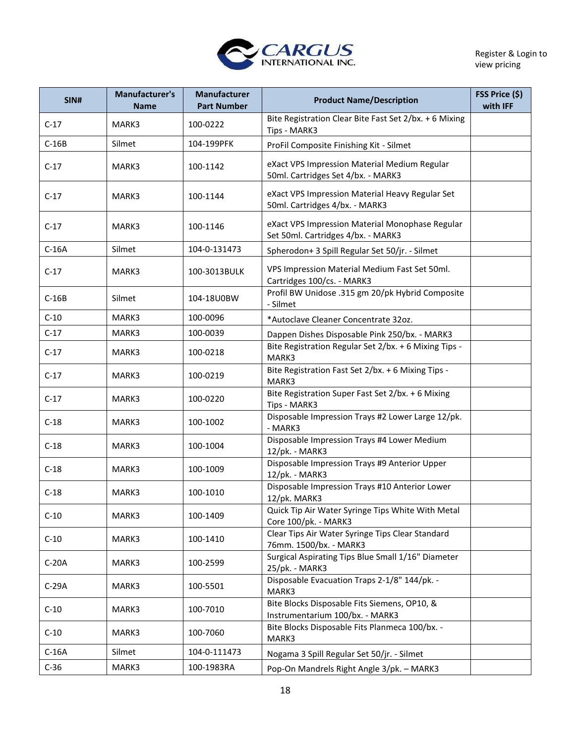Register & Login to view pricing

| SIN# | Manufacturer's Name | Manufacturer Part Number | Product Name/Description | FSS Price ($) with IFF |
|---|---|---|---|---|
| C-17 | MARK3 | 100-0222 | Bite Registration Clear Bite Fast Set 2/bx. + 6 Mixing Tips - MARK3 | |
| C-16B | Silmet | 104-199PFK | ProFil Composite Finishing Kit - Silmet | |
| C-17 | MARK3 | 100-1142 | eXact VPS Impression Material Medium Regular 50ml. Cartridges Set 4/bx. - MARK3 | |
| C-17 | MARK3 | 100-1144 | eXact VPS Impression Material Heavy Regular Set 50ml. Cartridges 4/bx. - MARK3 | |
| C-17 | MARK3 | 100-1146 | eXact VPS Impression Material Monophase Regular Set 50ml. Cartridges 4/bx. - MARK3 | |
| C-16A | Silmet | 104-0-131473 | Spherodon+ 3 Spill Regular Set 50/jr. - Silmet | |
| C-17 | MARK3 | 100-3013BULK | VPS Impression Material Medium Fast Set 50ml. Cartridges 100/cs. - MARK3 | |
| C-16B | Silmet | 104-18U0BW | Profil BW Unidose .315 gm 20/pk Hybrid Composite - Silmet | |
| C-10 | MARK3 | 100-0096 | *Autoclave Cleaner Concentrate 32oz. | |
| C-17 | MARK3 | 100-0039 | Dappen Dishes Disposable Pink 250/bx. - MARK3 | |
| C-17 | MARK3 | 100-0218 | Bite Registration Regular Set 2/bx. + 6 Mixing Tips - MARK3 | |
| C-17 | MARK3 | 100-0219 | Bite Registration Fast Set 2/bx. + 6 Mixing Tips - MARK3 | |
| C-17 | MARK3 | 100-0220 | Bite Registration Super Fast Set 2/bx. + 6 Mixing Tips - MARK3 | |
| C-18 | MARK3 | 100-1002 | Disposable Impression Trays #2 Lower Large 12/pk. - MARK3 | |
| C-18 | MARK3 | 100-1004 | Disposable Impression Trays #4 Lower Medium 12/pk. - MARK3 | |
| C-18 | MARK3 | 100-1009 | Disposable Impression Trays #9 Anterior Upper 12/pk. - MARK3 | |
| C-18 | MARK3 | 100-1010 | Disposable Impression Trays #10 Anterior Lower 12/pk. MARK3 | |
| C-10 | MARK3 | 100-1409 | Quick Tip Air Water Syringe Tips White With Metal Core 100/pk. - MARK3 | |
| C-10 | MARK3 | 100-1410 | Clear Tips Air Water Syringe Tips Clear Standard 76mm. 1500/bx. - MARK3 | |
| C-20A | MARK3 | 100-2599 | Surgical Aspirating Tips Blue Small 1/16" Diameter 25/pk. - MARK3 | |
| C-29A | MARK3 | 100-5501 | Disposable Evacuation Traps 2-1/8" 144/pk. - MARK3 | |
| C-10 | MARK3 | 100-7010 | Bite Blocks Disposable Fits Siemens, OP10, & Instrumentarium 100/bx. - MARK3 | |
| C-10 | MARK3 | 100-7060 | Bite Blocks Disposable Fits Planmeca 100/bx. - MARK3 | |
| C-16A | Silmet | 104-0-111473 | Nogama 3 Spill Regular Set 50/jr. - Silmet | |
| C-36 | MARK3 | 100-1983RA | Pop-On Mandrels Right Angle 3/pk. – MARK3 | |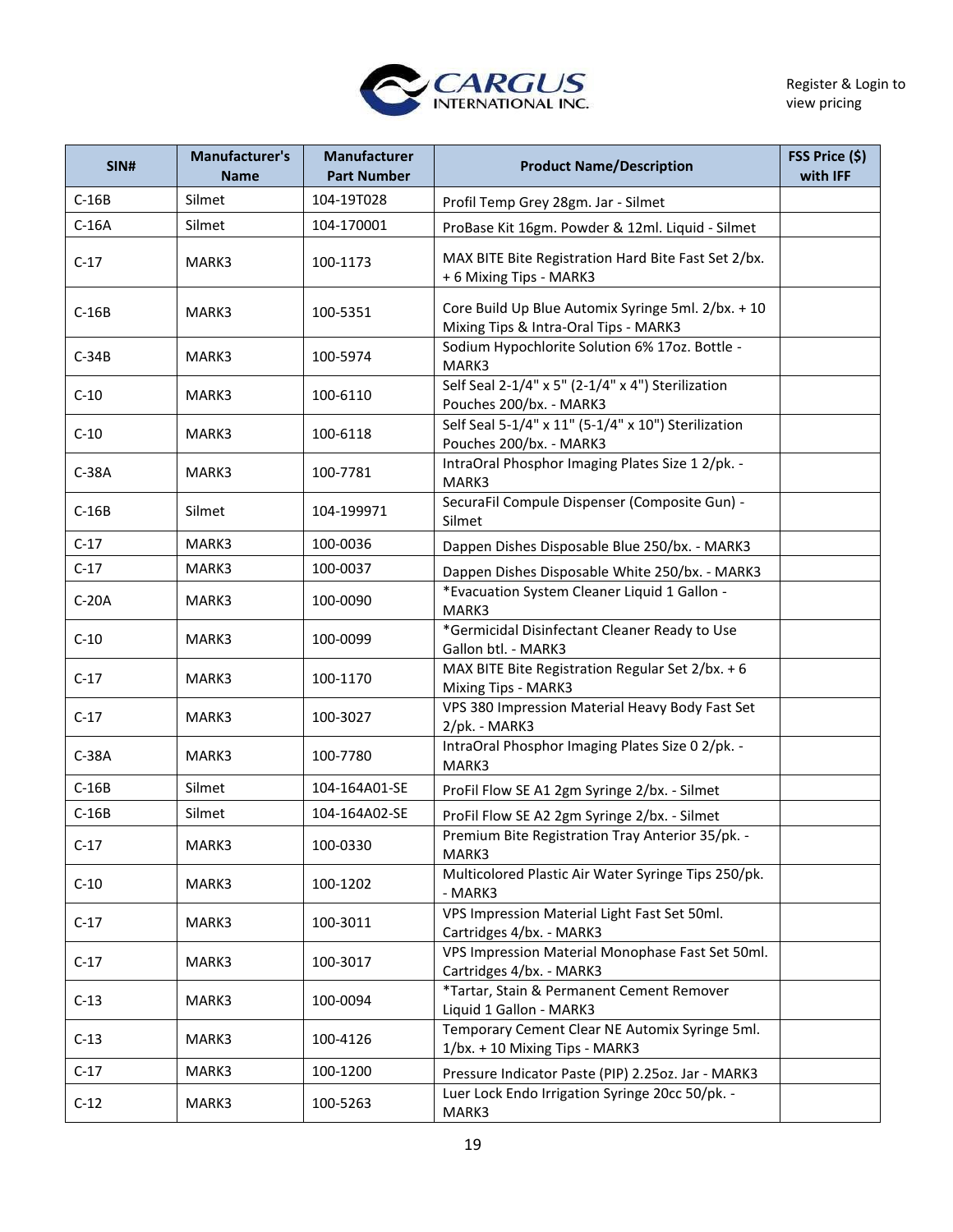Register & Login to view pricing

| SIN# | Manufacturer's Name | Manufacturer Part Number | Product Name/Description | FSS Price ($) with IFF |
|---|---|---|---|---|
| C-16B | Silmet | 104-19T028 | Profil Temp Grey 28gm. Jar - Silmet | |
| C-16A | Silmet | 104-170001 | ProBase Kit 16gm. Powder & 12ml. Liquid - Silmet | |
| C-17 | MARK3 | 100-1173 | MAX BITE Bite Registration Hard Bite Fast Set 2/bx. + 6 Mixing Tips - MARK3 | |
| C-16B | MARK3 | 100-5351 | Core Build Up Blue Automix Syringe 5ml. 2/bx. + 10 Mixing Tips & Intra-Oral Tips - MARK3 | |
| C-34B | MARK3 | 100-5974 | Sodium Hypochlorite Solution 6% 17oz. Bottle - MARK3 | |
| C-10 | MARK3 | 100-6110 | Self Seal 2-1/4" x 5" (2-1/4" x 4") Sterilization Pouches 200/bx. - MARK3 | |
| C-10 | MARK3 | 100-6118 | Self Seal 5-1/4" x 11" (5-1/4" x 10") Sterilization Pouches 200/bx. - MARK3 | |
| C-38A | MARK3 | 100-7781 | IntraOral Phosphor Imaging Plates Size 1 2/pk. - MARK3 | |
| C-16B | Silmet | 104-199971 | SecuraFil Compule Dispenser (Composite Gun) - Silmet | |
| C-17 | MARK3 | 100-0036 | Dappen Dishes Disposable Blue 250/bx. - MARK3 | |
| C-17 | MARK3 | 100-0037 | Dappen Dishes Disposable White 250/bx. - MARK3 | |
| C-20A | MARK3 | 100-0090 | *Evacuation System Cleaner Liquid 1 Gallon - MARK3 | |
| C-10 | MARK3 | 100-0099 | *Germicidal Disinfectant Cleaner Ready to Use Gallon btl. - MARK3 | |
| C-17 | MARK3 | 100-1170 | MAX BITE Bite Registration Regular Set 2/bx. + 6 Mixing Tips - MARK3 | |
| C-17 | MARK3 | 100-3027 | VPS 380 Impression Material Heavy Body Fast Set 2/pk. - MARK3 | |
| C-38A | MARK3 | 100-7780 | IntraOral Phosphor Imaging Plates Size 0 2/pk. - MARK3 | |
| C-16B | Silmet | 104-164A01-SE | ProFil Flow SE A1 2gm Syringe 2/bx. - Silmet | |
| C-16B | Silmet | 104-164A02-SE | ProFil Flow SE A2 2gm Syringe 2/bx. - Silmet | |
| C-17 | MARK3 | 100-0330 | Premium Bite Registration Tray Anterior 35/pk. - MARK3 | |
| C-10 | MARK3 | 100-1202 | Multicolored Plastic Air Water Syringe Tips 250/pk. - MARK3 | |
| C-17 | MARK3 | 100-3011 | VPS Impression Material Light Fast Set 50ml. Cartridges 4/bx. - MARK3 | |
| C-17 | MARK3 | 100-3017 | VPS Impression Material Monophase Fast Set 50ml. Cartridges 4/bx. - MARK3 | |
| C-13 | MARK3 | 100-0094 | *Tartar, Stain & Permanent Cement Remover Liquid 1 Gallon - MARK3 | |
| C-13 | MARK3 | 100-4126 | Temporary Cement Clear NE Automix Syringe 5ml. 1/bx. + 10 Mixing Tips - MARK3 | |
| C-17 | MARK3 | 100-1200 | Pressure Indicator Paste (PIP) 2.25oz. Jar - MARK3 | |
| C-12 | MARK3 | 100-5263 | Luer Lock Endo Irrigation Syringe 20cc 50/pk. - MARK3 | |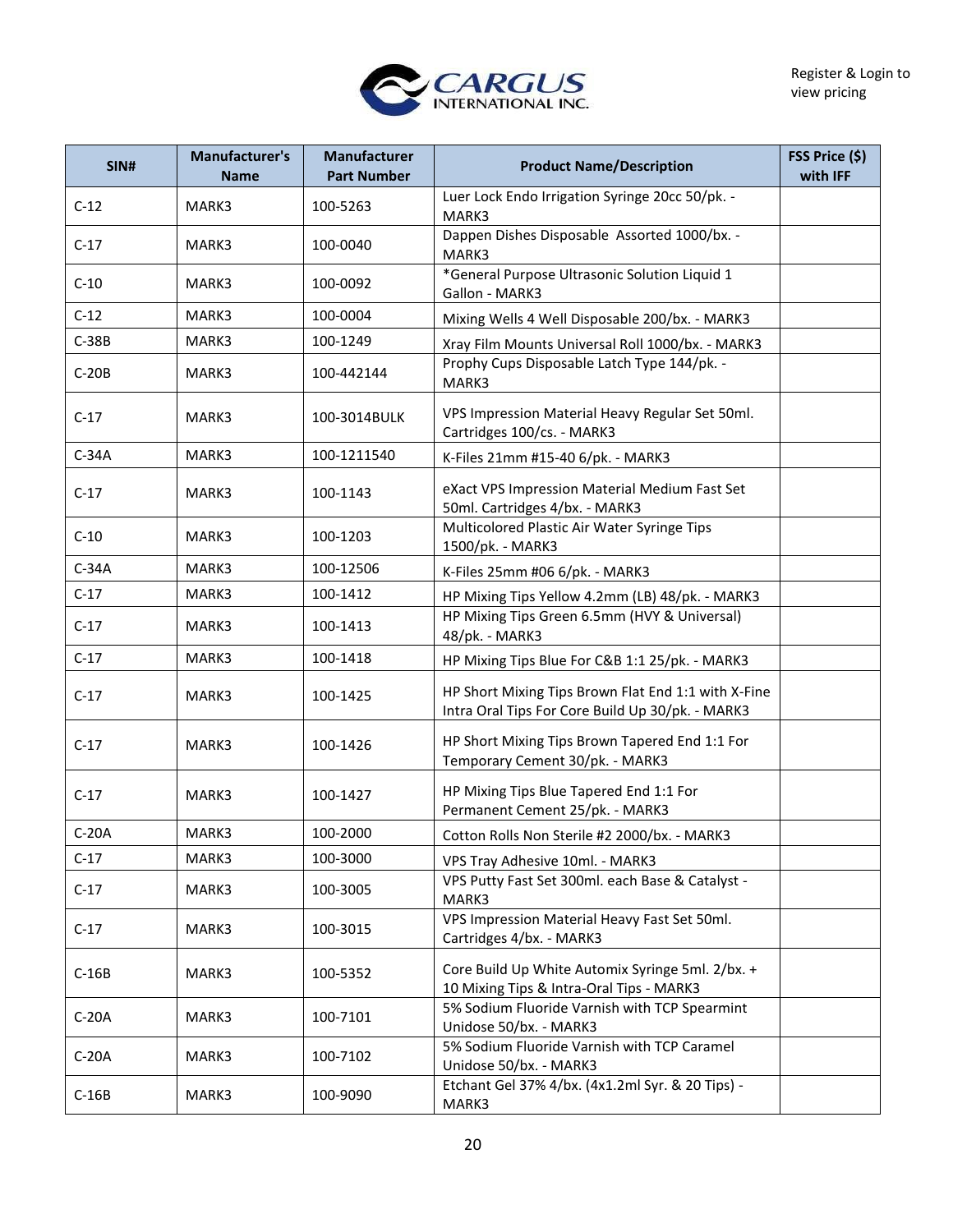Register & Login to view pricing

| SIN# | Manufacturer's Name | Manufacturer Part Number | Product Name/Description | FSS Price ($) with IFF |
|---|---|---|---|---|
| C-12 | MARK3 | 100-5263 | Luer Lock Endo Irrigation Syringe 20cc 50/pk. - MARK3 | |
| C-17 | MARK3 | 100-0040 | Dappen Dishes Disposable Assorted 1000/bx. - MARK3 | |
| C-10 | MARK3 | 100-0092 | *General Purpose Ultrasonic Solution Liquid 1 Gallon - MARK3 | |
| C-12 | MARK3 | 100-0004 | Mixing Wells 4 Well Disposable 200/bx. - MARK3 | |
| C-38B | MARK3 | 100-1249 | Xray Film Mounts Universal Roll 1000/bx. - MARK3 | |
| C-20B | MARK3 | 100-442144 | Prophy Cups Disposable Latch Type 144/pk. - MARK3 | |
| C-17 | MARK3 | 100-3014BULK | VPS Impression Material Heavy Regular Set 50ml. Cartridges 100/cs. - MARK3 | |
| C-34A | MARK3 | 100-1211540 | K-Files 21mm #15-40 6/pk. - MARK3 | |
| C-17 | MARK3 | 100-1143 | eXact VPS Impression Material Medium Fast Set 50ml. Cartridges 4/bx. - MARK3 | |
| C-10 | MARK3 | 100-1203 | Multicolored Plastic Air Water Syringe Tips 1500/pk. - MARK3 | |
| C-34A | MARK3 | 100-12506 | K-Files 25mm #06 6/pk. - MARK3 | |
| C-17 | MARK3 | 100-1412 | HP Mixing Tips Yellow 4.2mm (LB) 48/pk. - MARK3 | |
| C-17 | MARK3 | 100-1413 | HP Mixing Tips Green 6.5mm (HVY & Universal) 48/pk. - MARK3 | |
| C-17 | MARK3 | 100-1418 | HP Mixing Tips Blue For C&B 1:1 25/pk. - MARK3 | |
| C-17 | MARK3 | 100-1425 | HP Short Mixing Tips Brown Flat End 1:1 with X-Fine Intra Oral Tips For Core Build Up 30/pk. - MARK3 | |
| C-17 | MARK3 | 100-1426 | HP Short Mixing Tips Brown Tapered End 1:1 For Temporary Cement 30/pk. - MARK3 | |
| C-17 | MARK3 | 100-1427 | HP Mixing Tips Blue Tapered End 1:1 For Permanent Cement 25/pk. - MARK3 | |
| C-20A | MARK3 | 100-2000 | Cotton Rolls Non Sterile #2 2000/bx. - MARK3 | |
| C-17 | MARK3 | 100-3000 | VPS Tray Adhesive 10ml. - MARK3 | |
| C-17 | MARK3 | 100-3005 | VPS Putty Fast Set 300ml. each Base & Catalyst - MARK3 | |
| C-17 | MARK3 | 100-3015 | VPS Impression Material Heavy Fast Set 50ml. Cartridges 4/bx. - MARK3 | |
| C-16B | MARK3 | 100-5352 | Core Build Up White Automix Syringe 5ml. 2/bx. + 10 Mixing Tips & Intra-Oral Tips - MARK3 | |
| C-20A | MARK3 | 100-7101 | 5% Sodium Fluoride Varnish with TCP Spearmint Unidose 50/bx. - MARK3 | |
| C-20A | MARK3 | 100-7102 | 5% Sodium Fluoride Varnish with TCP Caramel Unidose 50/bx. - MARK3 | |
| C-16B | MARK3 | 100-9090 | Etchant Gel 37% 4/bx. (4x1.2ml Syr. & 20 Tips) - MARK3 | |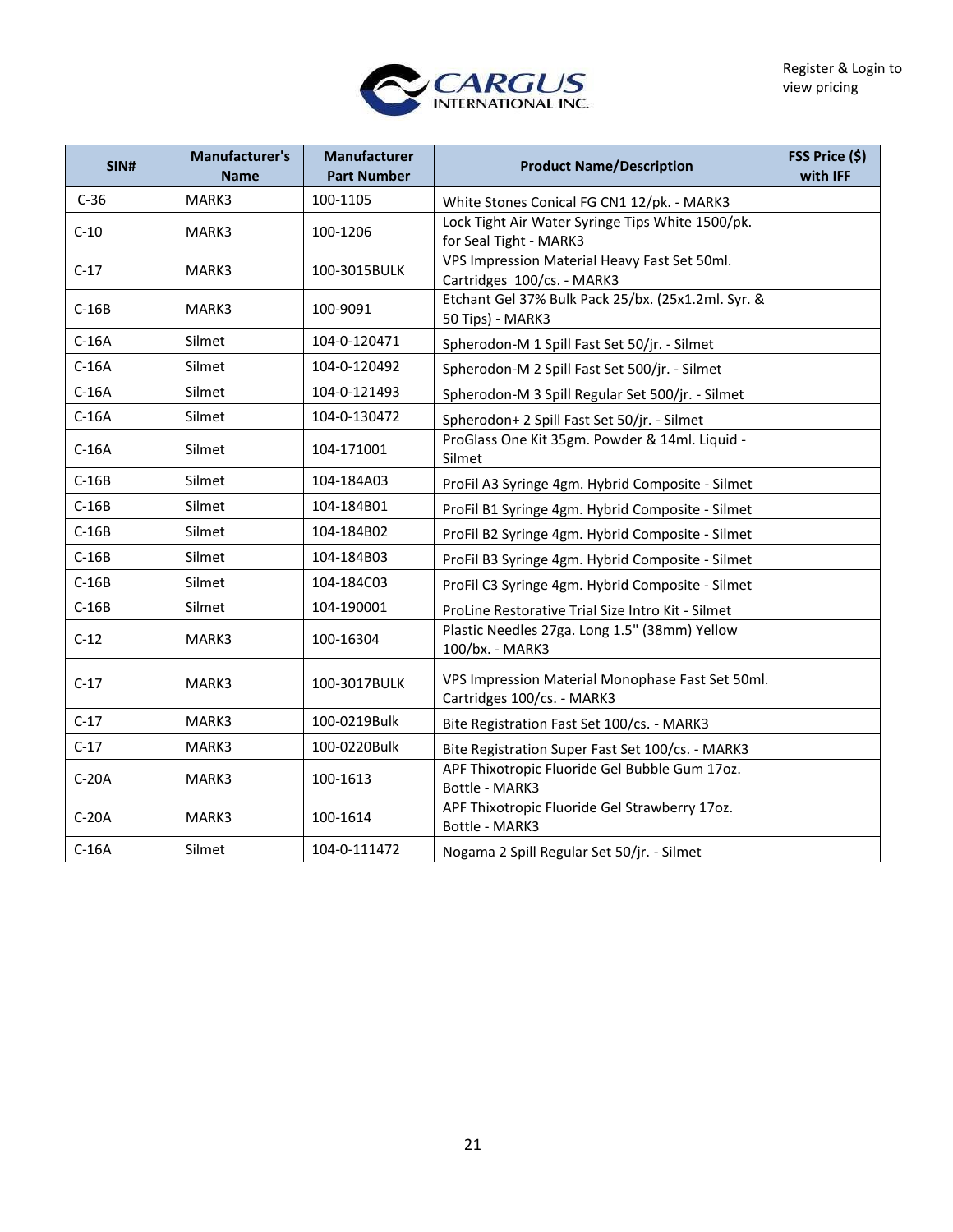CARGUS INTERNATIONAL INC.

Register & Login to view pricing

| SIN# | Manufacturer's Name | Manufacturer Part Number | Product Name/Description | FSS Price ($) with IFF |
|---|---|---|---|---|
| C-36 | MARK3 | 100-1105 | White Stones Conical FG CN1 12/pk. - MARK3 | |
| C-10 | MARK3 | 100-1206 | Lock Tight Air Water Syringe Tips White 1500/pk. for Seal Tight - MARK3 | |
| C-17 | MARK3 | 100-3015BULK | VPS Impression Material Heavy Fast Set 50ml. Cartridges 100/cs. - MARK3 | |
| C-16B | MARK3 | 100-9091 | Etchant Gel 37% Bulk Pack 25/bx. (25x1.2ml. Syr. & 50 Tips) - MARK3 | |
| C-16A | Silmet | 104-0-120471 | Spherodon-M 1 Spill Fast Set 50/jr. - Silmet | |
| C-16A | Silmet | 104-0-120492 | Spherodon-M 2 Spill Fast Set 500/jr. - Silmet | |
| C-16A | Silmet | 104-0-121493 | Spherodon-M 3 Spill Regular Set 500/jr. - Silmet | |
| C-16A | Silmet | 104-0-130472 | Spherodon+ 2 Spill Fast Set 50/jr. - Silmet | |
| C-16A | Silmet | 104-171001 | ProGlass One Kit 35gm. Powder & 14ml. Liquid - Silmet | |
| C-16B | Silmet | 104-184A03 | ProFil A3 Syringe 4gm. Hybrid Composite - Silmet | |
| C-16B | Silmet | 104-184B01 | ProFil B1 Syringe 4gm. Hybrid Composite - Silmet | |
| C-16B | Silmet | 104-184B02 | ProFil B2 Syringe 4gm. Hybrid Composite - Silmet | |
| C-16B | Silmet | 104-184B03 | ProFil B3 Syringe 4gm. Hybrid Composite - Silmet | |
| C-16B | Silmet | 104-184C03 | ProFil C3 Syringe 4gm. Hybrid Composite - Silmet | |
| C-16B | Silmet | 104-190001 | ProLine Restorative Trial Size Intro Kit - Silmet | |
| C-12 | MARK3 | 100-16304 | Plastic Needles 27ga. Long 1.5" (38mm) Yellow 100/bx. - MARK3 | |
| C-17 | MARK3 | 100-3017BULK | VPS Impression Material Monophase Fast Set 50ml. Cartridges 100/cs. - MARK3 | |
| C-17 | MARK3 | 100-0219Bulk | Bite Registration Fast Set 100/cs. - MARK3 | |
| C-17 | MARK3 | 100-0220Bulk | Bite Registration Super Fast Set 100/cs. - MARK3 | |
| C-20A | MARK3 | 100-1613 | APF Thixotropic Fluoride Gel Bubble Gum 17oz. Bottle - MARK3 | |
| C-20A | MARK3 | 100-1614 | APF Thixotropic Fluoride Gel Strawberry 17oz. Bottle - MARK3 | |
| C-16A | Silmet | 104-0-111472 | Nogama 2 Spill Regular Set 50/jr. - Silmet | |